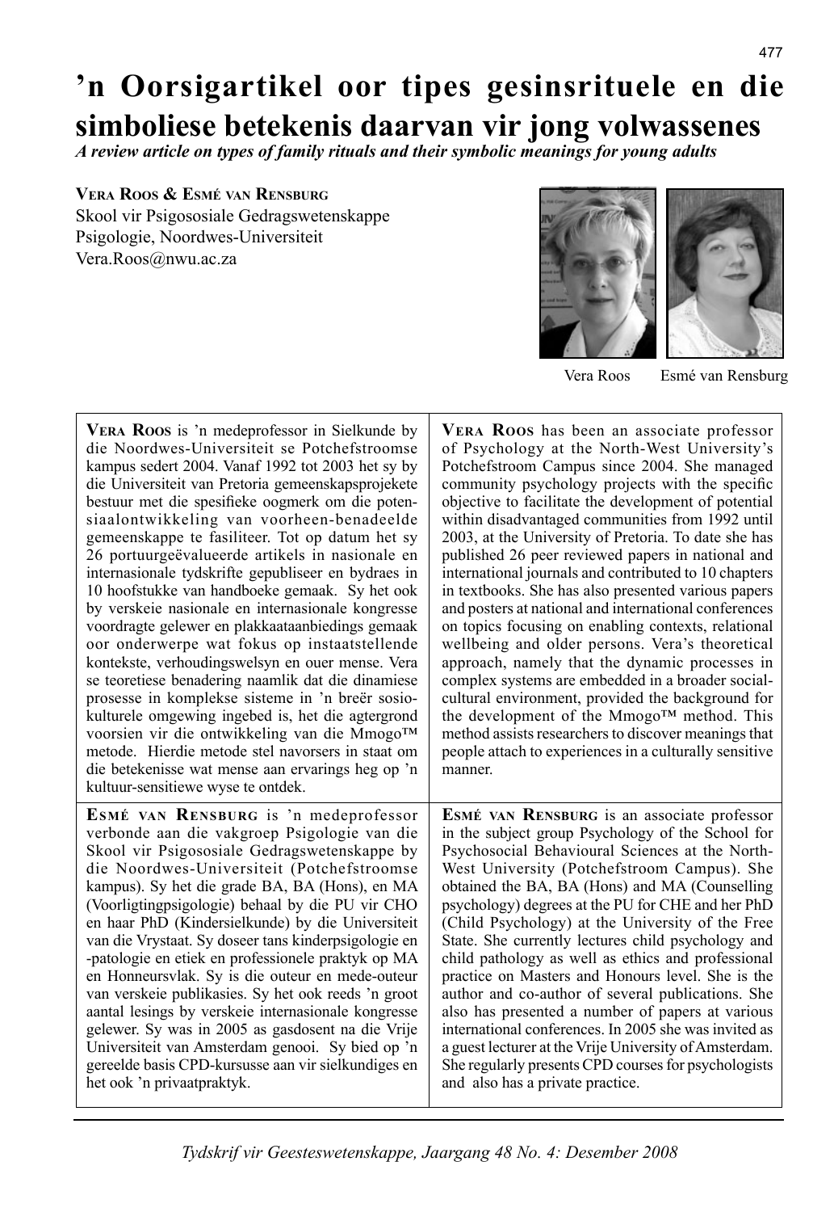# ’n Oorsigartikel oor tipes gesinsrituele en die simboliese betekenis daarvan vir jong volwassenes

*A review article on types of family rituals and their symbolic meanings for young adults*

**Vera Roos & Esmé van Rensburg**
Skool vir Psigososiale Gedragswetenskappe
Psigologie, Noordwes-Universiteit
Vera.Roos@nwu.ac.za

Vera Roos   Esmé van Rensburg

**Vera Roos** is ’n medeprofessor in Sielkunde by die Noordwes-Universiteit se Potchefstroomse kampus sedert 2004. Vanaf 1992 tot 2003 het sy by die Universiteit van Pretoria gemeenskapsprojekete bestuur met die spesifieke oogmerk om die potensiaalontwikkeling van voorheen-benadeelde gemeenskappe te fasiliteer. Tot op datum het sy 26 portuurgeëvalueerde artikels in nasionale en internasionale tydskrifte gepubliseer en bydraes in 10 hoofstukke van handboeke gemaak. Sy het ook by verskeie nasionale en internasionale kongresse voordragte gelewer en plakkaataanbiedings gemaak oor onderwerpe wat fokus op instaatstellende kontekste, verhoudingswelsyn en ouer mense. Vera se teoretiese benadering naamlik dat die dinamiese prosesse in komplekse sisteme in ’n breër sosio-kulturele omgewing ingebed is, het die agtergrond voorsien vir die ontwikkeling van die Mmogo™ metode. Hierdie metode stel navorsers in staat om die betekenisse wat mense aan ervarings heg op ’n kultuur-sensitiewe wyse te ontdek.

**Vera Roos** has been an associate professor of Psychology at the North-West University’s Potchefstroom Campus since 2004. She managed community psychology projects with the specific objective to facilitate the development of potential within disadvantaged communities from 1992 until 2003, at the University of Pretoria. To date she has published 26 peer reviewed papers in national and international journals and contributed to 10 chapters in textbooks. She has also presented various papers and posters at national and international conferences on topics focusing on enabling contexts, relational wellbeing and older persons. Vera’s theoretical approach, namely that the dynamic processes in complex systems are embedded in a broader social-cultural environment, provided the background for the development of the Mmogo™ method. This method assists researchers to discover meanings that people attach to experiences in a culturally sensitive manner.

**Esmé van Rensburg** is ’n medeprofessor verbonde aan die vakgroep Psigologie van die Skool vir Psigososiale Gedragswetenskappe by die Noordwes-Universiteit (Potchefstroomse kampus). Sy het die grade BA, BA (Hons), en MA (Voorligtingpsigologie) behaal by die PU vir CHO en haar PhD (Kindersielkunde) by die Universiteit van die Vrystaat. Sy doseer tans kinderpsigologie en -patologie en etiek en professionele praktyk op MA en Honneursvlak. Sy is die outeur en mede-outeur van verskeie publikasies. Sy het ook reeds ’n groot aantal lesings by verskeie internasionale kongresse gelewer. Sy was in 2005 as gasdosent na die Vrije Universiteit van Amsterdam genooi. Sy bied op ’n gereelde basis CPD-kursusse aan vir sielkundiges en het ook ’n privaatpraktyk.

**Esmé van Rensburg** is an associate professor in the subject group Psychology of the School for Psychosocial Behavioural Sciences at the North-West University (Potchefstroom Campus). She obtained the BA, BA (Hons) and MA (Counselling psychology) degrees at the PU for CHE and her PhD (Child Psychology) at the University of the Free State. She currently lectures child psychology and child pathology as well as ethics and professional practice on Masters and Honours level. She is the author and co-author of several publications. She also has presented a number of papers at various international conferences. In 2005 she was invited as a guest lecturer at the Vrije University of Amsterdam. She regularly presents CPD courses for psychologists and also has a private practice.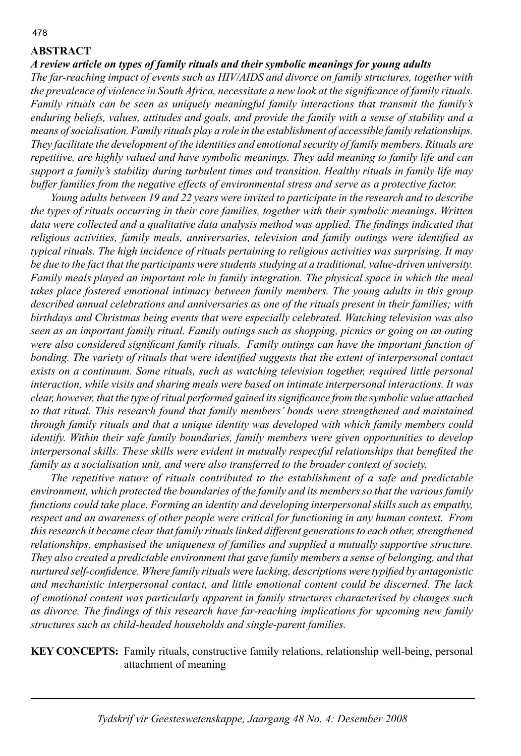## ABSTRACT

***A review article on types of family rituals and their symbolic meanings for young adults***

*The far-reaching impact of events such as HIV/AIDS and divorce on family structures, together with the prevalence of violence in South Africa, necessitate a new look at the significance of family rituals. Family rituals can be seen as uniquely meaningful family interactions that transmit the family's enduring beliefs, values, attitudes and goals, and provide the family with a sense of stability and a means of socialisation. Family rituals play a role in the establishment of accessible family relationships. They facilitate the development of the identities and emotional security of family members. Rituals are repetitive, are highly valued and have symbolic meanings. They add meaning to family life and can support a family's stability during turbulent times and transition. Healthy rituals in family life may buffer families from the negative effects of environmental stress and serve as a protective factor.*

*Young adults between 19 and 22 years were invited to participate in the research and to describe the types of rituals occurring in their core families, together with their symbolic meanings. Written data were collected and a qualitative data analysis method was applied. The findings indicated that religious activities, family meals, anniversaries, television and family outings were identified as typical rituals. The high incidence of rituals pertaining to religious activities was surprising. It may be due to the fact that the participants were students studying at a traditional, value-driven university. Family meals played an important role in family integration. The physical space in which the meal takes place fostered emotional intimacy between family members. The young adults in this group described annual celebrations and anniversaries as one of the rituals present in their families; with birthdays and Christmas being events that were especially celebrated. Watching television was also seen as an important family ritual. Family outings such as shopping, picnics or going on an outing were also considered significant family rituals. Family outings can have the important function of bonding. The variety of rituals that were identified suggests that the extent of interpersonal contact exists on a continuum. Some rituals, such as watching television together, required little personal interaction, while visits and sharing meals were based on intimate interpersonal interactions. It was clear, however, that the type of ritual performed gained its significance from the symbolic value attached to that ritual. This research found that family members' bonds were strengthened and maintained through family rituals and that a unique identity was developed with which family members could identify. Within their safe family boundaries, family members were given opportunities to develop interpersonal skills. These skills were evident in mutually respectful relationships that benefited the family as a socialisation unit, and were also transferred to the broader context of society.*

*The repetitive nature of rituals contributed to the establishment of a safe and predictable environment, which protected the boundaries of the family and its members so that the various family functions could take place. Forming an identity and developing interpersonal skills such as empathy, respect and an awareness of other people were critical for functioning in any human context. From this research it became clear that family rituals linked different generations to each other, strengthened relationships, emphasised the uniqueness of families and supplied a mutually supportive structure. They also created a predictable environment that gave family members a sense of belonging, and that nurtured self-confidence. Where family rituals were lacking, descriptions were typified by antagonistic and mechanistic interpersonal contact, and little emotional content could be discerned. The lack of emotional content was particularly apparent in family structures characterised by changes such as divorce. The findings of this research have far-reaching implications for upcoming new family structures such as child-headed households and single-parent families.*

**KEY CONCEPTS:** Family rituals, constructive family relations, relationship well-being, personal attachment of meaning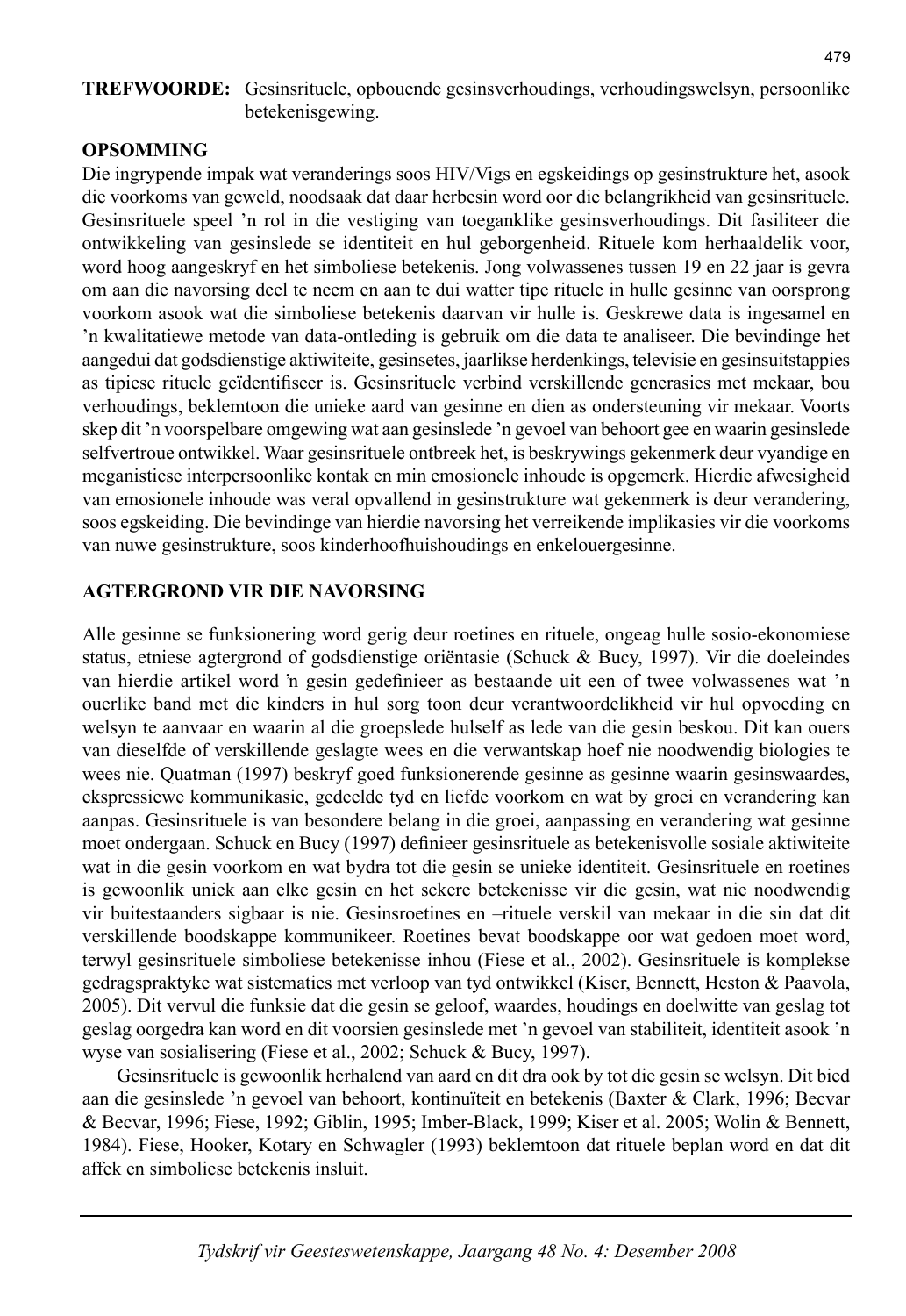**TREFWOORDE:** Gesinsrituele, opbouende gesinsverhoudings, verhoudingswelsyn, persoonlike betekenisgewing.

## OPSOMMING

Die ingrypende impak wat veranderings soos HIV/Vigs en egskeidings op gesinstrukture het, asook die voorkoms van geweld, noodsaak dat daar herbesin word oor die belangrikheid van gesinsrituele. Gesinsrituele speel 'n rol in die vestiging van toeganklike gesinsverhoudings. Dit fasiliteer die ontwikkeling van gesinslede se identiteit en hul geborgenheid. Rituele kom herhaaldelik voor, word hoog aangeskryf en het simboliese betekenis. Jong volwassenes tussen 19 en 22 jaar is gevra om aan die navorsing deel te neem en aan te dui watter tipe rituele in hulle gesinne van oorsprong voorkom asook wat die simboliese betekenis daarvan vir hulle is. Geskrewe data is ingesamel en 'n kwalitatiewe metode van data-ontleding is gebruik om die data te analiseer. Die bevindinge het aangedui dat godsdienstige aktiwiteite, gesinsetes, jaarlikse herdenkings, televisie en gesinsuitstappies as tipiese rituele geïdentifiseer is. Gesinsrituele verbind verskillende generasies met mekaar, bou verhoudings, beklemtoon die unieke aard van gesinne en dien as ondersteuning vir mekaar. Voorts skep dit 'n voorspelbare omgewing wat aan gesinslede 'n gevoel van behoort gee en waarin gesinslede selfvertroue ontwikkel. Waar gesinsrituele ontbreek het, is beskrywings gekenmerk deur vyandige en meganistiese interpersoonlike kontak en min emosionele inhoude is opgemerk. Hierdie afwesigheid van emosionele inhoude was veral opvallend in gesinstrukture wat gekenmerk is deur verandering, soos egskeiding. Die bevindinge van hierdie navorsing het verreikende implikasies vir die voorkoms van nuwe gesinstrukture, soos kinderhoofhuishoudings en enkelouergesinne.

## AGTERGROND VIR DIE NAVORSING

Alle gesinne se funksionering word gerig deur roetines en rituele, ongeag hulle sosio-ekonomiese status, etniese agtergrond of godsdienstige oriëntasie (Schuck & Bucy, 1997). Vir die doeleindes van hierdie artikel word 'n gesin gedefinieer as bestaande uit een of twee volwassenes wat 'n ouerlike band met die kinders in hul sorg toon deur verantwoordelikheid vir hul opvoeding en welsyn te aanvaar en waarin al die groepslede hulself as lede van die gesin beskou. Dit kan ouers van dieselfde of verskillende geslagte wees en die verwantskap hoef nie noodwendig biologies te wees nie. Quatman (1997) beskryf goed funksionerende gesinne as gesinne waarin gesinswaardes, ekspressiewe kommunikasie, gedeelde tyd en liefde voorkom en wat by groei en verandering kan aanpas. Gesinsrituele is van besondere belang in die groei, aanpassing en verandering wat gesinne moet ondergaan. Schuck en Bucy (1997) definieer gesinsrituele as betekenisvolle sosiale aktiwiteite wat in die gesin voorkom en wat bydra tot die gesin se unieke identiteit. Gesinsrituele en roetines is gewoonlik uniek aan elke gesin en het sekere betekenisse vir die gesin, wat nie noodwendig vir buitestaanders sigbaar is nie. Gesinsroetines en –rituele verskil van mekaar in die sin dat dit verskillende boodskappe kommunikeer. Roetines bevat boodskappe oor wat gedoen moet word, terwyl gesinsrituele simboliese betekenisse inhou (Fiese et al., 2002). Gesinsrituele is komplekse gedragspraktyke wat sistematies met verloop van tyd ontwikkel (Kiser, Bennett, Heston & Paavola, 2005). Dit vervul die funksie dat die gesin se geloof, waardes, houdings en doelwitte van geslag tot geslag oorgedra kan word en dit voorsien gesinslede met 'n gevoel van stabiliteit, identiteit asook 'n wyse van sosialisering (Fiese et al., 2002; Schuck & Bucy, 1997).

Gesinsrituele is gewoonlik herhalend van aard en dit dra ook by tot die gesin se welsyn. Dit bied aan die gesinslede 'n gevoel van behoort, kontinuïteit en betekenis (Baxter & Clark, 1996; Becvar & Becvar, 1996; Fiese, 1992; Giblin, 1995; Imber-Black, 1999; Kiser et al. 2005; Wolin & Bennett, 1984). Fiese, Hooker, Kotary en Schwagler (1993) beklemtoon dat rituele beplan word en dat dit affek en simboliese betekenis insluit.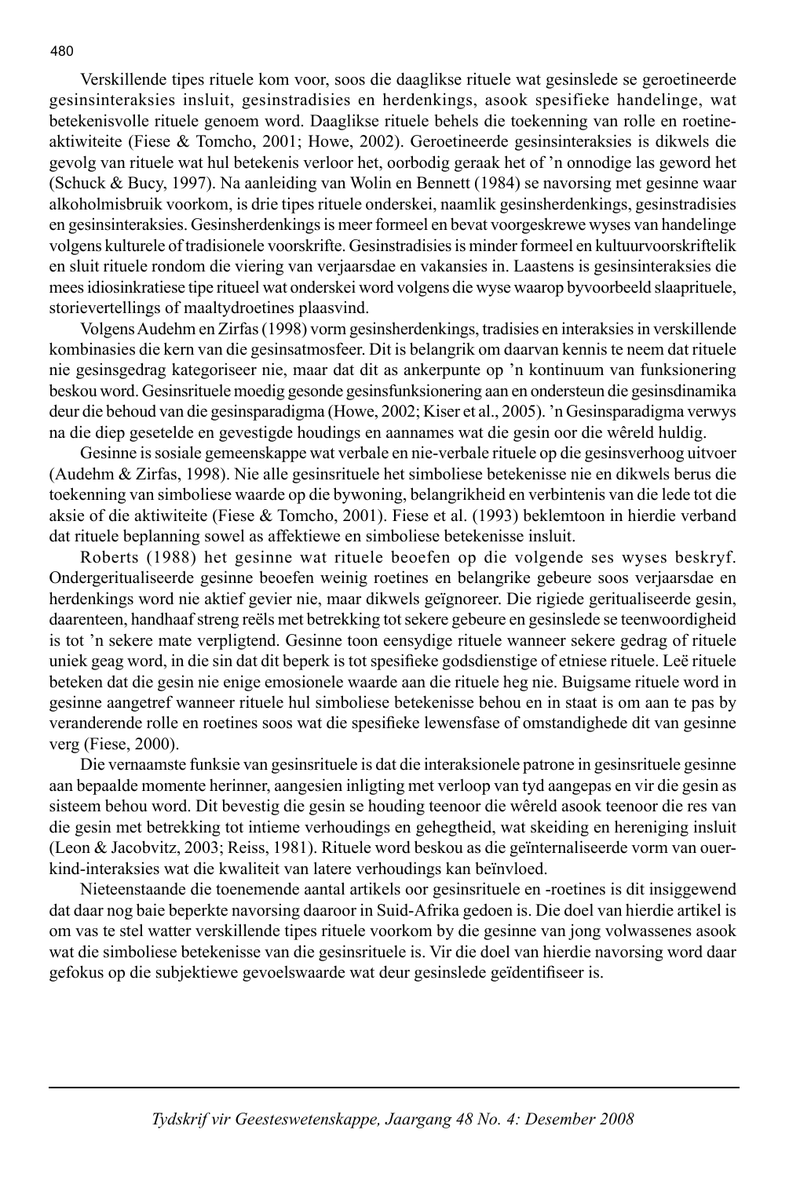Verskillende tipes rituele kom voor, soos die daaglikse rituele wat gesinslede se geroetineerde gesinsinteraksies insluit, gesinstradisies en herdenkings, asook spesifieke handelinge, wat betekenisvolle rituele genoem word. Daaglikse rituele behels die toekenning van rolle en roetine-aktiwiteite (Fiese & Tomcho, 2001; Howe, 2002). Geroetineerde gesinsinteraksies is dikwels die gevolg van rituele wat hul betekenis verloor het, oorbodig geraak het of 'n onnodige las geword het (Schuck & Bucy, 1997). Na aanleiding van Wolin en Bennett (1984) se navorsing met gesinne waar alkoholmisbruik voorkom, is drie tipes rituele onderskei, naamlik gesinsherdenkings, gesinstradisies en gesinsinteraksies. Gesinsherdenkings is meer formeel en bevat voorgeskrewe wyses van handelinge volgens kulturele of tradisionele voorskrifte. Gesinstradisies is minder formeel en kultuurvoorskriftelik en sluit rituele rondom die viering van verjaarsdae en vakansies in. Laastens is gesinsinteraksies die mees idiosinkratiese tipe ritueel wat onderskei word volgens die wyse waarop byvoorbeeld slaaprituele, storievertellings of maaltydroetines plaasvind.

Volgens Audehm en Zirfas (1998) vorm gesinsherdenkings, tradisies en interaksies in verskillende kombinasies die kern van die gesinsatmosfeer. Dit is belangrik om daarvan kennis te neem dat rituele nie gesinsgedrag kategoriseer nie, maar dat dit as ankerpunte op 'n kontinuum van funksionering beskou word. Gesinsrituele moedig gesonde gesinsfunksionering aan en ondersteun die gesinsdinamika deur die behoud van die gesinsparadigma (Howe, 2002; Kiser et al., 2005). 'n Gesinsparadigma verwys na die diep gesetelde en gevestigde houdings en aannames wat die gesin oor die wêreld huldig.

Gesinne is sosiale gemeenskappe wat verbale en nie-verbale rituele op die gesinsverhoog uitvoer (Audehm & Zirfas, 1998). Nie alle gesinsrituele het simboliese betekenisse nie en dikwels berus die toekenning van simboliese waarde op die bywoning, belangrikheid en verbintenis van die lede tot die aksie of die aktiwiteite (Fiese & Tomcho, 2001). Fiese et al. (1993) beklemtoon in hierdie verband dat rituele beplanning sowel as affektiewe en simboliese betekenisse insluit.

Roberts (1988) het gesinne wat rituele beoefen op die volgende ses wyses beskryf. Ondergeritualiseerde gesinne beoefen weinig roetines en belangrike gebeure soos verjaarsdae en herdenkings word nie aktief gevier nie, maar dikwels geïgnoreer. Die rigiede geritualiseerde gesin, daarenteen, handhaaf streng reëls met betrekking tot sekere gebeure en gesinslede se teenwoordigheid is tot 'n sekere mate verpligtend. Gesinne toon eensydige rituele wanneer sekere gedrag of rituele uniek geag word, in die sin dat dit beperk is tot spesifieke godsdienstige of etniese rituele. Leë rituele beteken dat die gesin nie enige emosionele waarde aan die rituele heg nie. Buigsame rituele word in gesinne aangetref wanneer rituele hul simboliese betekenisse behou en in staat is om aan te pas by veranderende rolle en roetines soos wat die spesifieke lewensfase of omstandighede dit van gesinne verg (Fiese, 2000).

Die vernaamste funksie van gesinsrituele is dat die interaksionele patrone in gesinsrituele gesinne aan bepaalde momente herinner, aangesien inligting met verloop van tyd aangepas en vir die gesin as sisteem behou word. Dit bevestig die gesin se houding teenoor die wêreld asook teenoor die res van die gesin met betrekking tot intieme verhoudings en gehegtheid, wat skeiding en hereniging insluit (Leon & Jacobvitz, 2003; Reiss, 1981). Rituele word beskou as die geïnternaliseerde vorm van ouer-kind-interaksies wat die kwaliteit van latere verhoudings kan beïnvloed.

Nieteenstaande die toenemende aantal artikels oor gesinsrituele en -roetines is dit insiggewend dat daar nog baie beperkte navorsing daaroor in Suid-Afrika gedoen is. Die doel van hierdie artikel is om vas te stel watter verskillende tipes rituele voorkom by die gesinne van jong volwassenes asook wat die simboliese betekenisse van die gesinsrituele is. Vir die doel van hierdie navorsing word daar gefokus op die subjektiewe gevoelswaarde wat deur gesinslede geïdentifiseer is.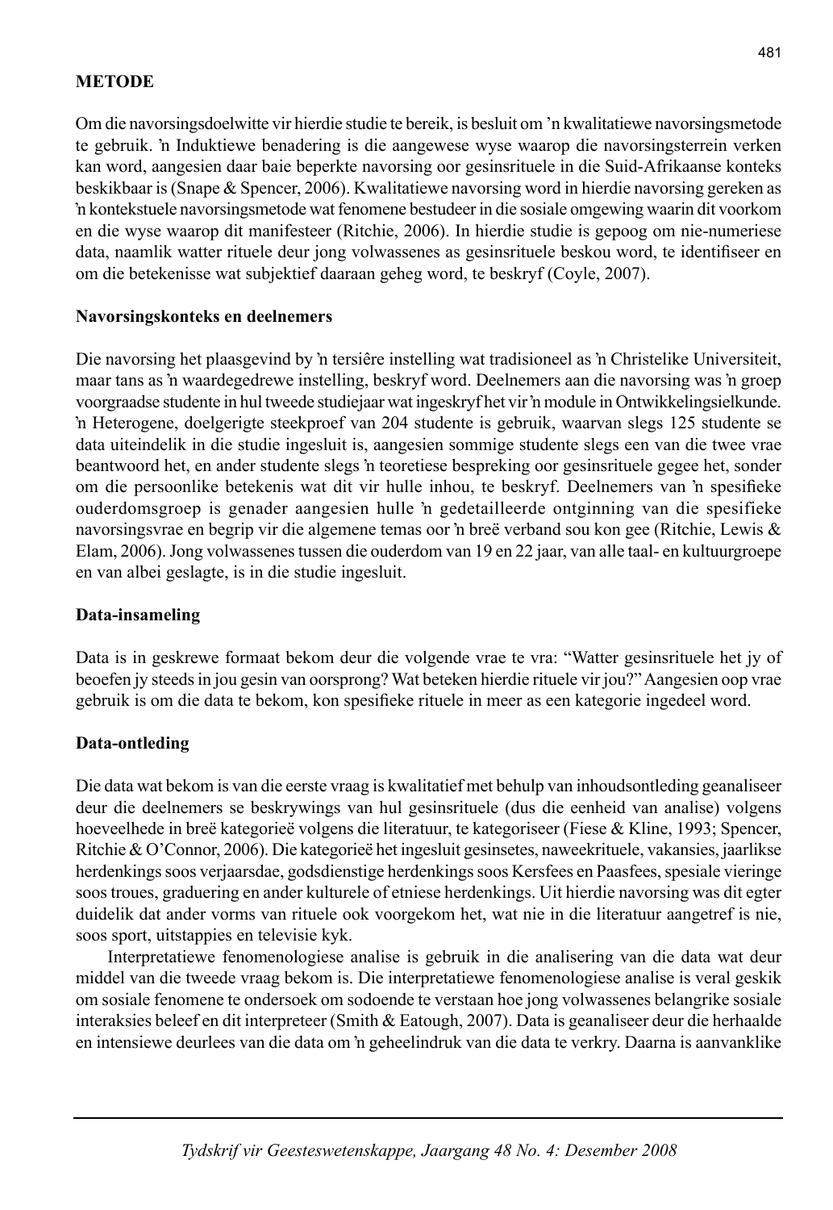## METODE

Om die navorsingsdoelwitte vir hierdie studie te bereik, is besluit om 'n kwalitatiewe navorsingsmetode te gebruik. 'n Induktiewe benadering is die aangewese wyse waarop die navorsingsterrein verken kan word, aangesien daar baie beperkte navorsing oor gesinsrituele in die Suid-Afrikaanse konteks beskikbaar is (Snape & Spencer, 2006). Kwalitatiewe navorsing word in hierdie navorsing gereken as 'n kontekstuele navorsingsmetode wat fenomene bestudeer in die sosiale omgewing waarin dit voorkom en die wyse waarop dit manifesteer (Ritchie, 2006). In hierdie studie is gepoog om nie-numeriese data, naamlik watter rituele deur jong volwassenes as gesinsrituele beskou word, te identifiseer en om die betekenisse wat subjektief daaraan geheg word, te beskryf (Coyle, 2007).

### Navorsingskonteks en deelnemers

Die navorsing het plaasgevind by 'n tersiêre instelling wat tradisioneel as 'n Christelike Universiteit, maar tans as 'n waardegedrewe instelling, beskryf word. Deelnemers aan die navorsing was 'n groep voorgraadse studente in hul tweede studiejaar wat ingeskryf het vir 'n module in Ontwikkelingsielkunde. 'n Heterogene, doelgerigte steekproef van 204 studente is gebruik, waarvan slegs 125 studente se data uiteindelik in die studie ingesluit is, aangesien sommige studente slegs een van die twee vrae beantwoord het, en ander studente slegs 'n teoretiese bespreking oor gesinsrituele gegee het, sonder om die persoonlike betekenis wat dit vir hulle inhou, te beskryf. Deelnemers van 'n spesifieke ouderdomsgroep is genader aangesien hulle 'n gedetailleerde ontginning van die spesifieke navorsingsvrae en begrip vir die algemene temas oor 'n breë verband sou kon gee (Ritchie, Lewis & Elam, 2006). Jong volwassenes tussen die ouderdom van 19 en 22 jaar, van alle taal- en kultuurgroepe en van albei geslagte, is in die studie ingesluit.

### Data-insameling

Data is in geskrewe formaat bekom deur die volgende vrae te vra: "Watter gesinsrituele het jy of beoefen jy steeds in jou gesin van oorsprong? Wat beteken hierdie rituele vir jou?" Aangesien oop vrae gebruik is om die data te bekom, kon spesifieke rituele in meer as een kategorie ingedeel word.

### Data-ontleding

Die data wat bekom is van die eerste vraag is kwalitatief met behulp van inhoudsontleding geanaliseer deur die deelnemers se beskrywings van hul gesinsrituele (dus die eenheid van analise) volgens hoeveelhede in breë kategorieë volgens die literatuur, te kategoriseer (Fiese & Kline, 1993; Spencer, Ritchie & O'Connor, 2006). Die kategorieë het ingesluit gesinsetes, naweekrituele, vakansies, jaarlikse herdenkings soos verjaarsdae, godsdienstige herdenkings soos Kersfees en Paasfees, spesiale vieringe soos troues, graduering en ander kulturele of etniese herdenkings. Uit hierdie navorsing was dit egter duidelik dat ander vorms van rituele ook voorgekom het, wat nie in die literatuur aangetref is nie, soos sport, uitstappies en televisie kyk.

Interpretatiewe fenomenologiese analise is gebruik in die analisering van die data wat deur middel van die tweede vraag bekom is. Die interpretatiewe fenomenologiese analise is veral geskik om sosiale fenomene te ondersoek om sodoende te verstaan hoe jong volwassenes belangrike sosiale interaksies beleef en dit interpreteer (Smith & Eatough, 2007). Data is geanaliseer deur die herhaalde en intensiewe deurlees van die data om 'n geheelindruk van die data te verkry. Daarna is aanvanklike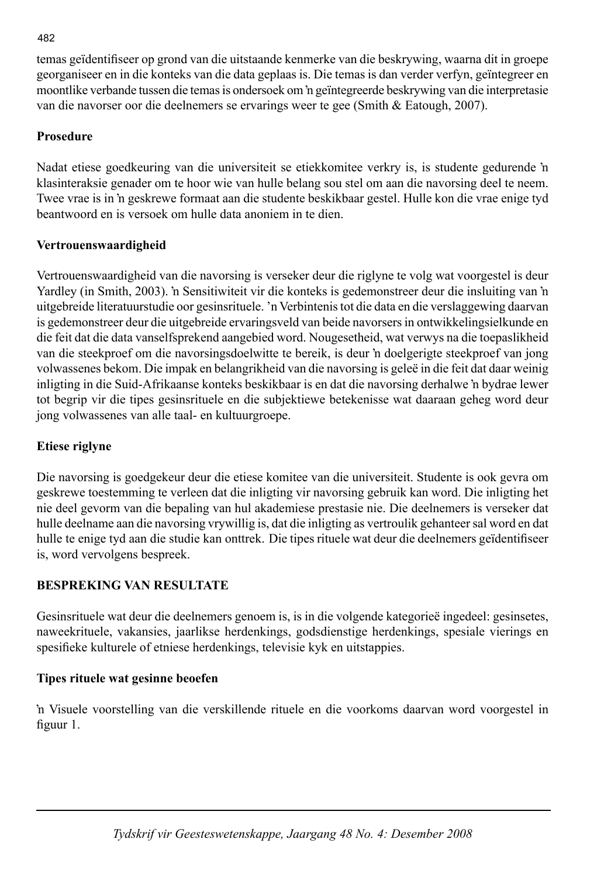temas geïdentifiseer op grond van die uitstaande kenmerke van die beskrywing, waarna dit in groepe georganiseer en in die konteks van die data geplaas is. Die temas is dan verder verfyn, geïntegreer en moontlike verbande tussen die temas is ondersoek om ŉ geïntegreerde beskrywing van die interpretasie van die navorser oor die deelnemers se ervarings weer te gee (Smith & Eatough, 2007).

### Prosedure

Nadat etiese goedkeuring van die universiteit se etiekkomitee verkry is, is studente gedurende ŉ klasinteraksie genader om te hoor wie van hulle belang sou stel om aan die navorsing deel te neem. Twee vrae is in ŉ geskrewe formaat aan die studente beskikbaar gestel. Hulle kon die vrae enige tyd beantwoord en is versoek om hulle data anoniem in te dien.

### Vertrouenswaardigheid

Vertrouenswaardigheid van die navorsing is verseker deur die riglyne te volg wat voorgestel is deur Yardley (in Smith, 2003). ŉ Sensitiwiteit vir die konteks is gedemonstreer deur die insluiting van ŉ uitgebreide literatuurstudie oor gesinsrituele. ŉ Verbintenis tot die data en die verslaggewing daarvan is gedemonstreer deur die uitgebreide ervaringsveld van beide navorsers in ontwikkelingsielkunde en die feit dat die data vanselfsprekend aangebied word. Nougesetheid, wat verwys na die toepaslikheid van die steekproef om die navorsingsdoelwitte te bereik, is deur ŉ doelgerigte steekproef van jong volwassenes bekom. Die impak en belangrikheid van die navorsing is geleë in die feit dat daar weinig inligting in die Suid-Afrikaanse konteks beskikbaar is en dat die navorsing derhalwe ŉ bydrae lewer tot begrip vir die tipes gesinsrituele en die subjektiewe betekenisse wat daaraan geheg word deur jong volwassenes van alle taal- en kultuurgroepe.

### Etiese riglyne

Die navorsing is goedgekeur deur die etiese komitee van die universiteit. Studente is ook gevra om geskrewe toestemming te verleen dat die inligting vir navorsing gebruik kan word. Die inligting het nie deel gevorm van die bepaling van hul akademiese prestasie nie. Die deelnemers is verseker dat hulle deelname aan die navorsing vrywillig is, dat die inligting as vertroulik gehanteer sal word en dat hulle te enige tyd aan die studie kan onttrek. Die tipes rituele wat deur die deelnemers geïdentifiseer is, word vervolgens bespreek.

## BESPREKING VAN RESULTATE

Gesinsrituele wat deur die deelnemers genoem is, is in die volgende kategorieë ingedeel: gesinsetes, naweekrituele, vakansies, jaarlikse herdenkings, godsdienstige herdenkings, spesiale vierings en spesifieke kulturele of etniese herdenkings, televisie kyk en uitstappies.

### Tipes rituele wat gesinne beoefen

ŉ Visuele voorstelling van die verskillende rituele en die voorkoms daarvan word voorgestel in figuur 1.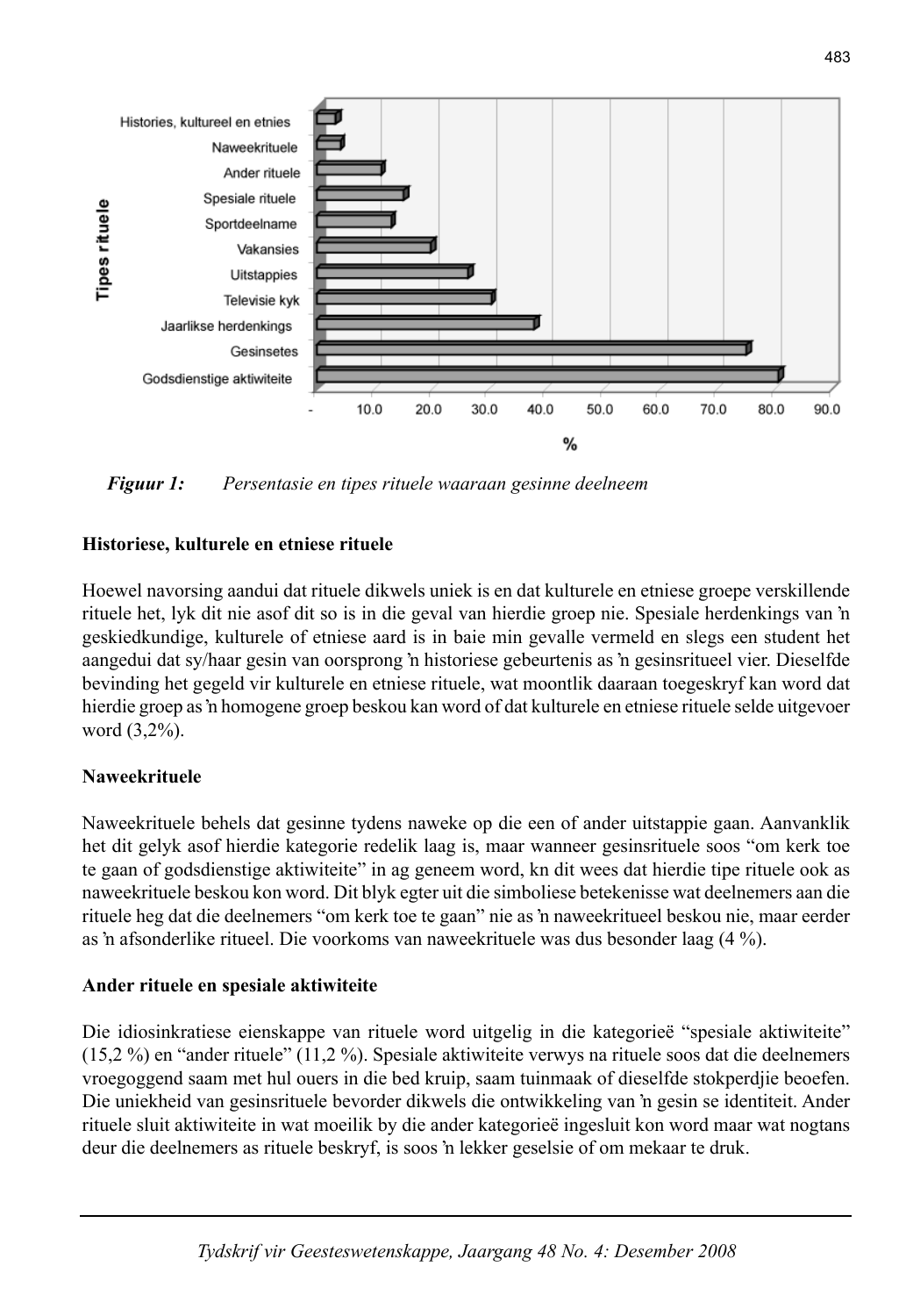*Figuur 1: Persentasie en tipes rituele waaraan gesinne deelneem*

**Historiese, kulturele en etniese rituele**

Hoewel navorsing aandui dat rituele dikwels uniek is en dat kulturele en etniese groepe verskillende rituele het, lyk dit nie asof dit so is in die geval van hierdie groep nie. Spesiale herdenkings van ŉ geskiedkundige, kulturele of etniese aard is in baie min gevalle vermeld en slegs een student het aangedui dat sy/haar gesin van oorsprong ŉ historiese gebeurtenis as ŉ gesinsritueel vier. Dieselfde bevinding het gegeld vir kulturele en etniese rituele, wat moontlik daaraan toegeskryf kan word dat hierdie groep as ŉ homogene groep beskou kan word of dat kulturele en etniese rituele selde uitgevoer word (3,2%).

**Naweekrituele**

Naweekrituele behels dat gesinne tydens naweke op die een of ander uitstappie gaan. Aanvanklik het dit gelyk asof hierdie kategorie redelik laag is, maar wanneer gesinsrituele soos "om kerk toe te gaan of godsdienstige aktiwiteite" in ag geneem word, kn dit wees dat hierdie tipe rituele ook as naweekrituele beskou kon word. Dit blyk egter uit die simboliese betekenisse wat deelnemers aan die rituele heg dat die deelnemers "om kerk toe te gaan" nie as ŉ naweekritueel beskou nie, maar eerder as ŉ afsonderlike ritueel. Die voorkoms van naweekrituele was dus besonder laag (4 %).

**Ander rituele en spesiale aktiwiteite**

Die idiosinkratiese eienskappe van rituele word uitgelig in die kategorieë "spesiale aktiwiteite" (15,2 %) en "ander rituele" (11,2 %). Spesiale aktiwiteite verwys na rituele soos dat die deelnemers vroegoggend saam met hul ouers in die bed kruip, saam tuinmaak of dieselfde stokperdjie beoefen. Die uniekheid van gesinsrituele bevorder dikwels die ontwikkeling van ŉ gesin se identiteit. Ander rituele sluit aktiwiteite in wat moeilik by die ander kategorieë ingesluit kon word maar wat nogtans deur die deelnemers as rituele beskryf, is soos ŉ lekker geselsie of om mekaar te druk.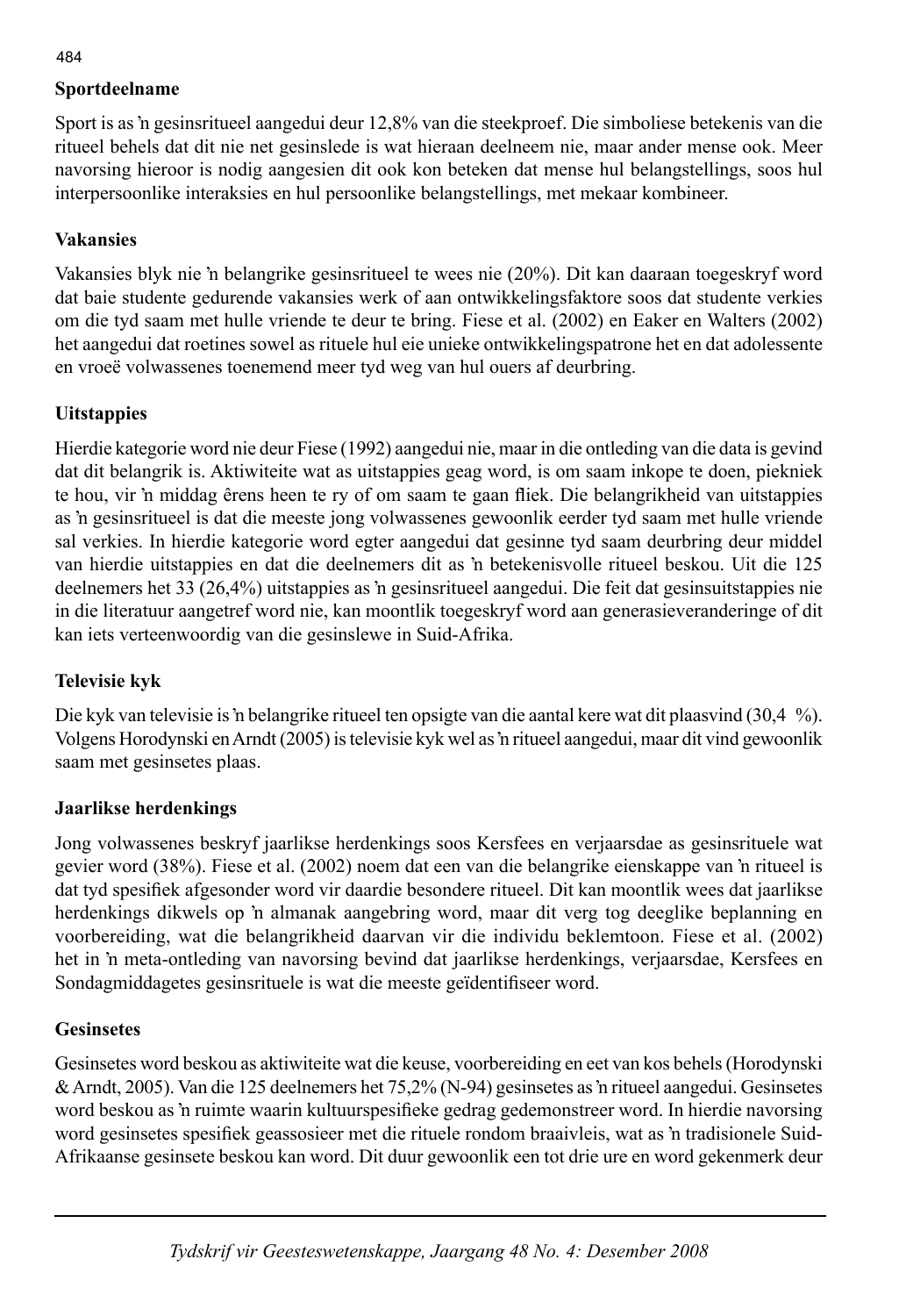### Sportdeelname

Sport is as ŉ gesinsritueel aangedui deur 12,8% van die steekproef. Die simboliese betekenis van die ritueel behels dat dit nie net gesinslede is wat hieraan deelneem nie, maar ander mense ook. Meer navorsing hieroor is nodig aangesien dit ook kon beteken dat mense hul belangstellings, soos hul interpersoonlike interaksies en hul persoonlike belangstellings, met mekaar kombineer.

### Vakansies

Vakansies blyk nie ŉ belangrike gesinsritueel te wees nie (20%). Dit kan daaraan toegeskryf word dat baie studente gedurende vakansies werk of aan ontwikkelingsfaktore soos dat studente verkies om die tyd saam met hulle vriende te deur te bring. Fiese et al. (2002) en Eaker en Walters (2002) het aangedui dat roetines sowel as rituele hul eie unieke ontwikkelingspatrone het en dat adolessente en vroeë volwassenes toenemend meer tyd weg van hul ouers af deurbring.

### Uitstappies

Hierdie kategorie word nie deur Fiese (1992) aangedui nie, maar in die ontleding van die data is gevind dat dit belangrik is. Aktiwiteite wat as uitstappies geag word, is om saam inkope te doen, piekniek te hou, vir ŉ middag êrens heen te ry of om saam te gaan fliek. Die belangrikheid van uitstappies as ŉ gesinsritueel is dat die meeste jong volwassenes gewoonlik eerder tyd saam met hulle vriende sal verkies. In hierdie kategorie word egter aangedui dat gesinne tyd saam deurbring deur middel van hierdie uitstappies en dat die deelnemers dit as ŉ betekenisvolle ritueel beskou. Uit die 125 deelnemers het 33 (26,4%) uitstappies as ŉ gesinsritueel aangedui. Die feit dat gesinsuitstappies nie in die literatuur aangetref word nie, kan moontlik toegeskryf word aan generasieveranderinge of dit kan iets verteenwoordig van die gesinslewe in Suid-Afrika.

### Televisie kyk

Die kyk van televisie is ŉ belangrike ritueel ten opsigte van die aantal kere wat dit plaasvind (30,4 %). Volgens Horodynski en Arndt (2005) is televisie kyk wel as ŉ ritueel aangedui, maar dit vind gewoonlik saam met gesinsetes plaas.

### Jaarlikse herdenkings

Jong volwassenes beskryf jaarlikse herdenkings soos Kersfees en verjaarsdae as gesinsrituele wat gevier word (38%). Fiese et al. (2002) noem dat een van die belangrike eienskappe van ŉ ritueel is dat tyd spesifiek afgesonder word vir daardie besondere ritueel. Dit kan moontlik wees dat jaarlikse herdenkings dikwels op ŉ almanak aangebring word, maar dit verg tog deeglike beplanning en voorbereiding, wat die belangrikheid daarvan vir die individu beklemtoon. Fiese et al. (2002) het in ŉ meta-ontleding van navorsing bevind dat jaarlikse herdenkings, verjaarsdae, Kersfees en Sondagmiddagetes gesinsrituele is wat die meeste geïdentifiseer word.

### Gesinsetes

Gesinsetes word beskou as aktiwiteite wat die keuse, voorbereiding en eet van kos behels (Horodynski & Arndt, 2005). Van die 125 deelnemers het 75,2% (N-94) gesinsetes as ŉ ritueel aangedui. Gesinsetes word beskou as ŉ ruimte waarin kultuurspesifieke gedrag gedemonstreer word. In hierdie navorsing word gesinsetes spesifiek geassosieer met die rituele rondom braaivleis, wat as ŉ tradisionele Suid-Afrikaanse gesinsete beskou kan word. Dit duur gewoonlik een tot drie ure en word gekenmerk deur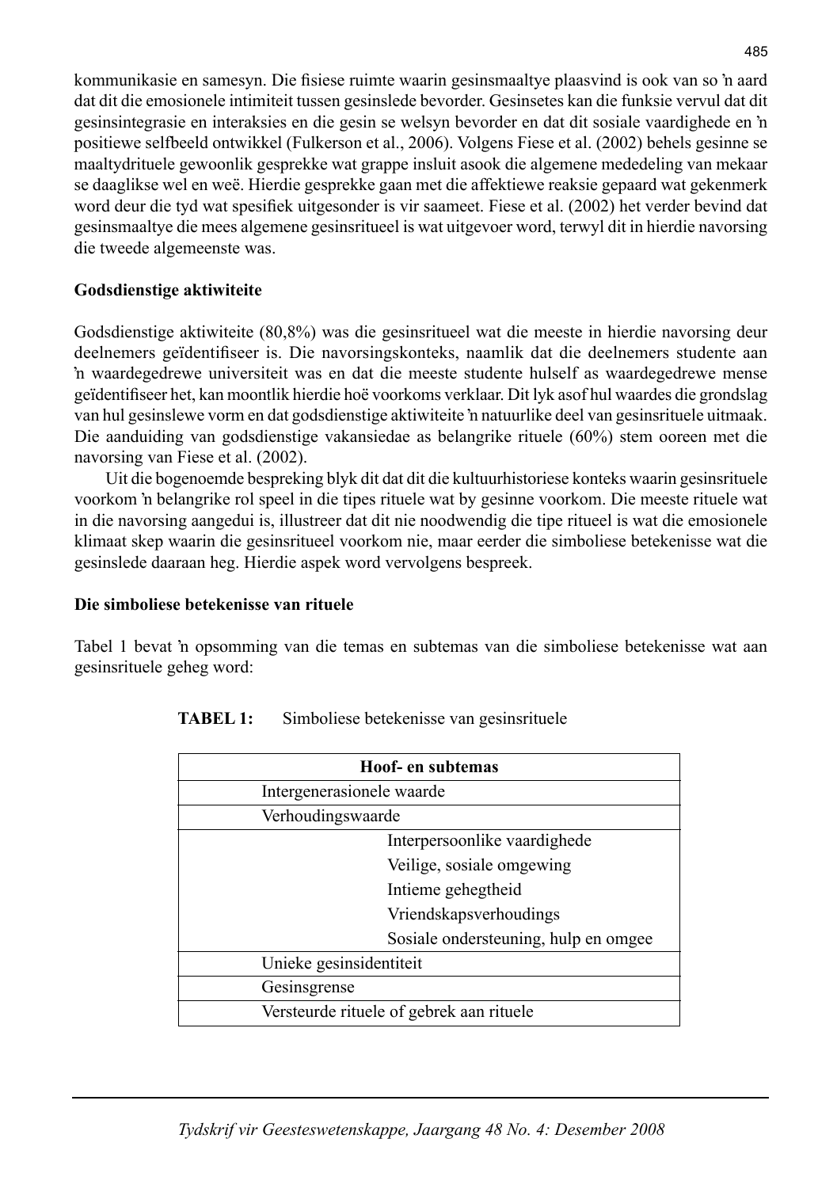kommunikasie en samesyn. Die fisiese ruimte waarin gesinsmaaltye plaasvind is ook van so ŉ aard dat dit die emosionele intimiteit tussen gesinslede bevorder. Gesinsetes kan die funksie vervul dat dit gesinsintegrasie en interaksies en die gesin se welsyn bevorder en dat dit sosiale vaardighede en ŉ positiewe selfbeeld ontwikkel (Fulkerson et al., 2006). Volgens Fiese et al. (2002) behels gesinne se maaltydrituele gewoonlik gesprekke wat grappe insluit asook die algemene mededeling van mekaar se daaglikse wel en weë. Hierdie gesprekke gaan met die affektiewe reaksie gepaard wat gekenmerk word deur die tyd wat spesifiek uitgesonder is vir saameet. Fiese et al. (2002) het verder bevind dat gesinsmaaltye die mees algemene gesinsritueel is wat uitgevoer word, terwyl dit in hierdie navorsing die tweede algemeenste was.

**Godsdienstige aktiwiteite**

Godsdienstige aktiwiteite (80,8%) was die gesinsritueel wat die meeste in hierdie navorsing deur deelnemers geïdentifiseer is. Die navorsingskonteks, naamlik dat die deelnemers studente aan ŉ waardegedrewe universiteit was en dat die meeste studente hulself as waardegedrewe mense geïdentifiseer het, kan moontlik hierdie hoë voorkoms verklaar. Dit lyk asof hul waardes die grondslag van hul gesinslewe vorm en dat godsdienstige aktiwiteite ŉ natuurlike deel van gesinsrituele uitmaak. Die aanduiding van godsdienstige vakansiedae as belangrike rituele (60%) stem ooreen met die navorsing van Fiese et al. (2002).

Uit die bogenoemde bespreking blyk dit dat dit die kultuurhistoriese konteks waarin gesinsrituele voorkom ŉ belangrike rol speel in die tipes rituele wat by gesinne voorkom. Die meeste rituele wat in die navorsing aangedui is, illustreer dat dit nie noodwendig die tipe ritueel is wat die emosionele klimaat skep waarin die gesinsritueel voorkom nie, maar eerder die simboliese betekenisse wat die gesinslede daaraan heg. Hierdie aspek word vervolgens bespreek.

**Die simboliese betekenisse van rituele**

Tabel 1 bevat ŉ opsomming van die temas en subtemas van die simboliese betekenisse wat aan gesinsrituele geheg word:

**TABEL 1:** Simboliese betekenisse van gesinsrituele

| Hoof- en subtemas | |
|---|---|
| Intergenerasionele waarde | |
| Verhoudingswaarde | |
| | Interpersoonlike vaardighede |
| | Veilige, sosiale omgewing |
| | Intieme gehegtheid |
| | Vriendskapsverhoudings |
| | Sosiale ondersteuning, hulp en omgee |
| Unieke gesinsidentiteit | |
| Gesinsgrense | |
| Versteurde rituele of gebrek aan rituele | |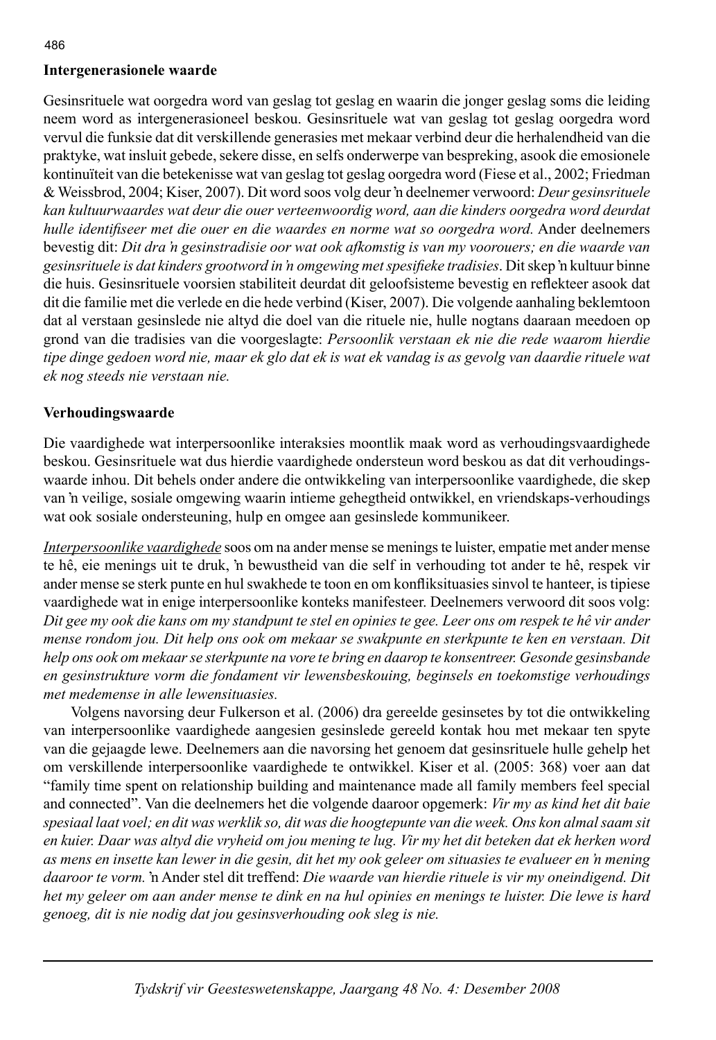**Intergenerasionele waarde**

Gesinsrituele wat oorgedra word van geslag tot geslag en waarin die jonger geslag soms die leiding neem word as intergenerasioneel beskou. Gesinsrituele wat van geslag tot geslag oorgedra word vervul die funksie dat dit verskillende generasies met mekaar verbind deur die herhalendheid van die praktyke, wat insluit gebede, sekere disse, en selfs onderwerpe van bespreking, asook die emosionele kontinuïteit van die betekenisse wat van geslag tot geslag oorgedra word (Fiese et al., 2002; Friedman & Weissbrod, 2004; Kiser, 2007). Dit word soos volg deur 'n deelnemer verwoord: *Deur gesinsrituele kan kultuurwaardes wat deur die ouer verteenwoordig word, aan die kinders oorgedra word deurdat hulle identifiseer met die ouer en die waardes en norme wat so oorgedra word.* Ander deelnemers bevestig dit: *Dit dra 'n gesinstradisie oor wat ook afkomstig is van my voorouers; en die waarde van gesinsrituele is dat kinders grootword in 'n omgewing met spesifieke tradisies*. Dit skep 'n kultuur binne die huis. Gesinsrituele voorsien stabiliteit deurdat dit geloofsisteme bevestig en reflekteer asook dat dit die familie met die verlede en die hede verbind (Kiser, 2007). Die volgende aanhaling beklemtoon dat al verstaan gesinslede nie altyd die doel van die rituele nie, hulle nogtans daaraan meedoen op grond van die tradisies van die voorgeslagte: *Persoonlik verstaan ek nie die rede waarom hierdie tipe dinge gedoen word nie, maar ek glo dat ek is wat ek vandag is as gevolg van daardie rituele wat ek nog steeds nie verstaan nie.*

**Verhoudingswaarde**

Die vaardighede wat interpersoonlike interaksies moontlik maak word as verhoudingsvaardighede beskou. Gesinsrituele wat dus hierdie vaardighede ondersteun word beskou as dat dit verhoudings-waarde inhou. Dit behels onder andere die ontwikkeling van interpersoonlike vaardighede, die skep van 'n veilige, sosiale omgewing waarin intieme gehegtheid ontwikkel, en vriendskaps-verhoudings wat ook sosiale ondersteuning, hulp en omgee aan gesinslede kommunikeer.

*Interpersoonlike vaardighede* soos om na ander mense se menings te luister, empatie met ander mense te hê, eie menings uit te druk, 'n bewustheid van die self in verhouding tot ander te hê, respek vir ander mense se sterk punte en hul swakhede te toon en om konfliksituasies sinvol te hanteer, is tipiese vaardighede wat in enige interpersoonlike konteks manifesteer. Deelnemers verwoord dit soos volg: *Dit gee my ook die kans om my standpunt te stel en opinies te gee. Leer ons om respek te hê vir ander mense rondom jou. Dit help ons ook om mekaar se swakpunte en sterkpunte te ken en verstaan. Dit help ons ook om mekaar se sterkpunte na vore te bring en daarop te konsentreer. Gesonde gesinsbande en gesinstrukture vorm die fondament vir lewensbeskouing, beginsels en toekomstige verhoudings met medemense in alle lewensituasies.*

Volgens navorsing deur Fulkerson et al. (2006) dra gereelde gesinsetes by tot die ontwikkeling van interpersoonlike vaardighede aangesien gesinslede gereeld kontak hou met mekaar ten spyte van die gejaagde lewe. Deelnemers aan die navorsing het genoem dat gesinsrituele hulle gehelp het om verskillende interpersoonlike vaardighede te ontwikkel. Kiser et al. (2005: 368) voer aan dat "family time spent on relationship building and maintenance made all family members feel special and connected". Van die deelnemers het die volgende daaroor opgemerk: *Vir my as kind het dit baie spesiaal laat voel; en dit was werklik so, dit was die hoogtepunte van die week. Ons kon almal saam sit en kuier. Daar was altyd die vryheid om jou mening te lug. Vir my het dit beteken dat ek herken word as mens en insette kan lewer in die gesin, dit het my ook geleer om situasies te evalueer en 'n mening daaroor te vorm.* 'n Ander stel dit treffend: *Die waarde van hierdie rituele is vir my oneindigend. Dit het my geleer om aan ander mense te dink en na hul opinies en menings te luister. Die lewe is hard genoeg, dit is nie nodig dat jou gesinsverhouding ook sleg is nie.*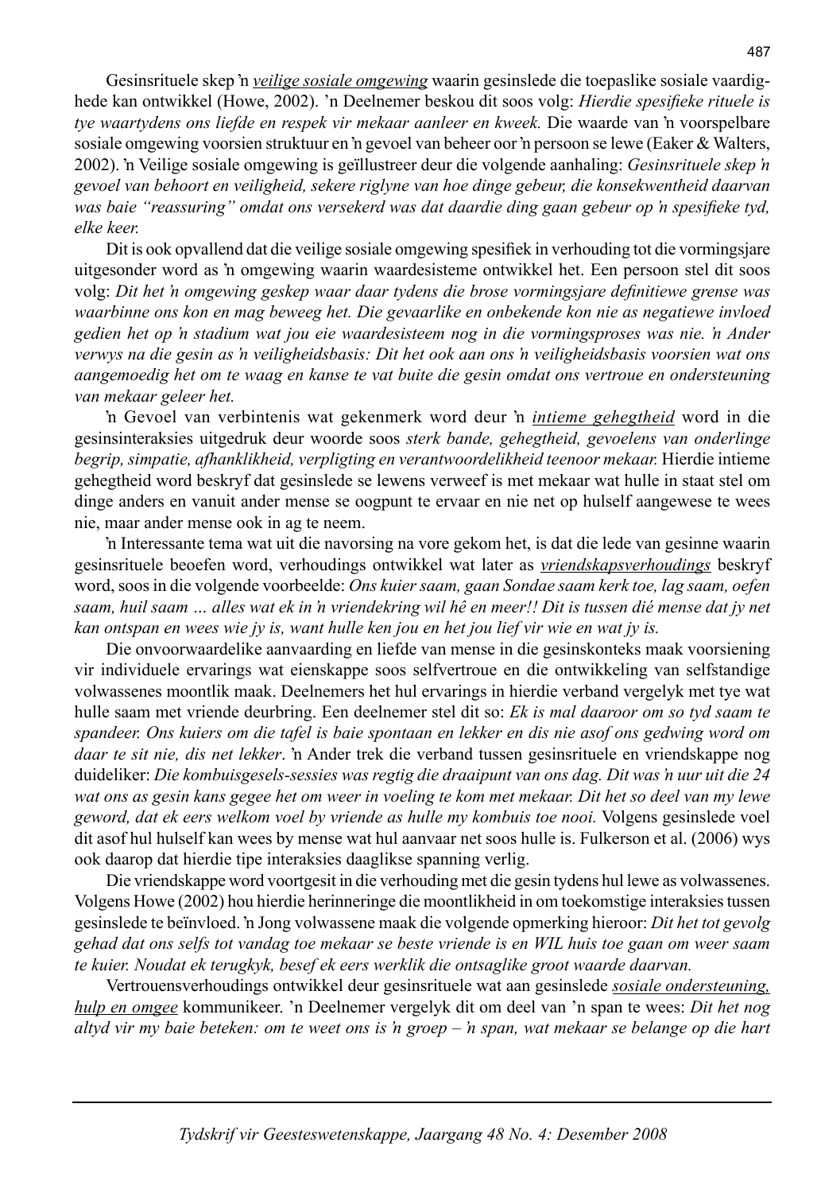Gesinsrituele skep 'n <u>*veilige sosiale omgewing*</u> waarin gesinslede die toepaslike sosiale vaardighede kan ontwikkel (Howe, 2002). 'n Deelnemer beskou dit soos volg: *Hierdie spesifieke rituele is tye waartydens ons liefde en respek vir mekaar aanleer en kweek.* Die waarde van 'n voorspelbare sosiale omgewing voorsien struktuur en 'n gevoel van beheer oor 'n persoon se lewe (Eaker & Walters, 2002). 'n Veilige sosiale omgewing is geïllustreer deur die volgende aanhaling: *Gesinsrituele skep 'n gevoel van behoort en veiligheid, sekere riglyne van hoe dinge gebeur, die konsekwentheid daarvan was baie "reassuring" omdat ons versekerd was dat daardie ding gaan gebeur op 'n spesifieke tyd, elke keer.*

Dit is ook opvallend dat die veilige sosiale omgewing spesifiek in verhouding tot die vormingsjare uitgesonder word as 'n omgewing waarin waardesisteme ontwikkel het. Een persoon stel dit soos volg: *Dit het 'n omgewing geskep waar daar tydens die brose vormingsjare definitiewe grense was waarbinne ons kon en mag beweeg het. Die gevaarlike en onbekende kon nie as negatiewe invloed gedien het op 'n stadium wat jou eie waardesisteem nog in die vormingsproses was nie. 'n Ander verwys na die gesin as 'n veiligheidsbasis: Dit het ook aan ons 'n veiligheidsbasis voorsien wat ons aangemoedig het om te waag en kanse te vat buite die gesin omdat ons vertroue en ondersteuning van mekaar geleer het.*

'n Gevoel van verbintenis wat gekenmerk word deur 'n <u>*intieme gehegtheid*</u> word in die gesinsinteraksies uitgedruk deur woorde soos *sterk bande, gehegtheid, gevoelens van onderlinge begrip, simpatie, afhanklikheid, verpligting en verantwoordelikheid teenoor mekaar.* Hierdie intieme gehegtheid word beskryf dat gesinslede se lewens verweef is met mekaar wat hulle in staat stel om dinge anders en vanuit ander mense se oogpunt te ervaar en nie net op hulself aangewese te wees nie, maar ander mense ook in ag te neem.

'n Interessante tema wat uit die navorsing na vore gekom het, is dat die lede van gesinne waarin gesinsrituele beoefen word, verhoudings ontwikkel wat later as <u>*vriendskapsverhoudings*</u> beskryf word, soos in die volgende voorbeelde: *Ons kuier saam, gaan Sondae saam kerk toe, lag saam, oefen saam, huil saam … alles wat ek in 'n vriendekring wil hê en meer!! Dit is tussen dié mense dat jy net kan ontspan en wees wie jy is, want hulle ken jou en het jou lief vir wie en wat jy is.*

Die onvoorwaardelike aanvaarding en liefde van mense in die gesinskonteks maak voorsiening vir individuele ervarings wat eienskappe soos selfvertroue en die ontwikkeling van selfstandige volwassenes moontlik maak. Deelnemers het hul ervarings in hierdie verband vergelyk met tye wat hulle saam met vriende deurbring. Een deelnemer stel dit so: *Ek is mal daaroor om so tyd saam te spandeer. Ons kuiers om die tafel is baie spontaan en lekker en dis nie asof ons gedwing word om daar te sit nie, dis net lekker*. 'n Ander trek die verband tussen gesinsrituele en vriendskappe nog duideliker: *Die kombuisgesels-sessies was regtig die draaipunt van ons dag. Dit was 'n uur uit die 24 wat ons as gesin kans gegee het om weer in voeling te kom met mekaar. Dit het so deel van my lewe geword, dat ek eers welkom voel by vriende as hulle my kombuis toe nooi.* Volgens gesinslede voel dit asof hul hulself kan wees by mense wat hul aanvaar net soos hulle is. Fulkerson et al. (2006) wys ook daarop dat hierdie tipe interaksies daaglikse spanning verlig.

Die vriendskappe word voortgesit in die verhouding met die gesin tydens hul lewe as volwassenes. Volgens Howe (2002) hou hierdie herinneringe die moontlikheid in om toekomstige interaksies tussen gesinslede te beïnvloed. 'n Jong volwassene maak die volgende opmerking hieroor: *Dit het tot gevolg gehad dat ons selfs tot vandag toe mekaar se beste vriende is en WIL huis toe gaan om weer saam te kuier. Noudat ek terugkyk, besef ek eers werklik die ontsaglike groot waarde daarvan.*

Vertrouensverhoudings ontwikkel deur gesinsrituele wat aan gesinslede <u>*sosiale ondersteuning, hulp en omgee*</u> kommunikeer. 'n Deelnemer vergelyk dit om deel van 'n span te wees: *Dit het nog altyd vir my baie beteken: om te weet ons is 'n groep – 'n span, wat mekaar se belange op die hart*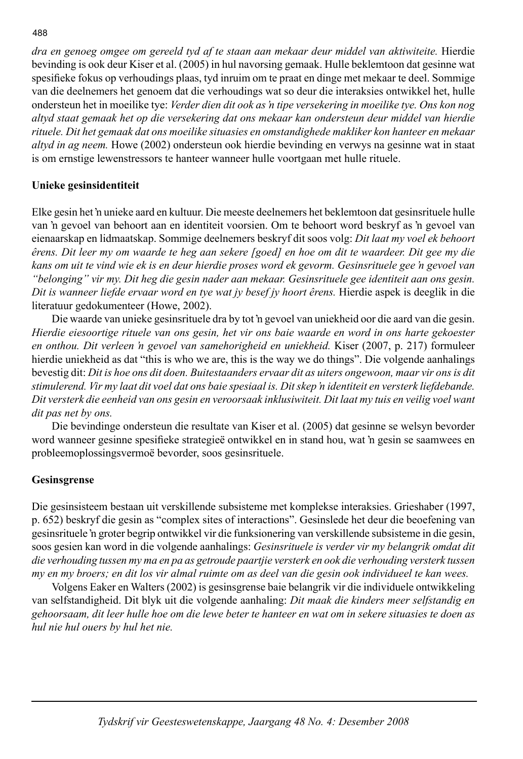*dra en genoeg omgee om gereeld tyd af te staan aan mekaar deur middel van aktiwiteite.* Hierdie bevinding is ook deur Kiser et al. (2005) in hul navorsing gemaak. Hulle beklemtoon dat gesinne wat spesifieke fokus op verhoudings plaas, tyd inruim om te praat en dinge met mekaar te deel. Sommige van die deelnemers het genoem dat die verhoudings wat so deur die interaksies ontwikkel het, hulle ondersteun het in moeilike tye: *Verder dien dit ook as 'n tipe versekering in moeilike tye. Ons kon nog altyd staat gemaak het op die versekering dat ons mekaar kan ondersteun deur middel van hierdie rituele. Dit het gemaak dat ons moeilike situasies en omstandighede makliker kon hanteer en mekaar altyd in ag neem.* Howe (2002) ondersteun ook hierdie bevinding en verwys na gesinne wat in staat is om ernstige lewenstressors te hanteer wanneer hulle voortgaan met hulle rituele.

**Unieke gesinsidentiteit**

Elke gesin het 'n unieke aard en kultuur. Die meeste deelnemers het beklemtoon dat gesinsrituele hulle van 'n gevoel van behoort aan en identiteit voorsien. Om te behoort word beskryf as 'n gevoel van eienaarskap en lidmaatskap. Sommige deelnemers beskryf dit soos volg: *Dit laat my voel ek behoort êrens. Dit leer my om waarde te heg aan sekere [goed] en hoe om dit te waardeer. Dit gee my die kans om uit te vind wie ek is en deur hierdie proses word ek gevorm. Gesinsrituele gee 'n gevoel van "belonging" vir my. Dit heg die gesin nader aan mekaar. Gesinsrituele gee identiteit aan ons gesin. Dit is wanneer liefde ervaar word en tye wat jy besef jy hoort êrens.* Hierdie aspek is deeglik in die literatuur gedokumenteer (Howe, 2002).

Die waarde van unieke gesinsrituele dra by tot 'n gevoel van uniekheid oor die aard van die gesin. *Hierdie eiesoortige rituele van ons gesin, het vir ons baie waarde en word in ons harte gekoester en onthou. Dit verleen 'n gevoel van samehorigheid en uniekheid.* Kiser (2007, p. 217) formuleer hierdie uniekheid as dat "this is who we are, this is the way we do things". Die volgende aanhalings bevestig dit: *Dit is hoe ons dit doen. Buitestaanders ervaar dit as uiters ongewoon, maar vir ons is dit stimulerend. Vir my laat dit voel dat ons baie spesiaal is. Dit skep 'n identiteit en versterk liefdebande. Dit versterk die eenheid van ons gesin en veroorsaak inklusiwiteit. Dit laat my tuis en veilig voel want dit pas net by ons.*

Die bevindinge ondersteun die resultate van Kiser et al. (2005) dat gesinne se welsyn bevorder word wanneer gesinne spesifieke strategieë ontwikkel en in stand hou, wat 'n gesin se saamwees en probleemoplossingsvermoë bevorder, soos gesinsrituele.

**Gesinsgrense**

Die gesinsisteem bestaan uit verskillende subsisteme met komplekse interaksies. Grieshaber (1997, p. 652) beskryf die gesin as "complex sites of interactions". Gesinslede het deur die beoefening van gesinsrituele 'n groter begrip ontwikkel vir die funksionering van verskillende subsisteme in die gesin, soos gesien kan word in die volgende aanhalings: *Gesinsrituele is verder vir my belangrik omdat dit die verhouding tussen my ma en pa as getroude paartjie versterk en ook die verhouding versterk tussen my en my broers; en dit los vir almal ruimte om as deel van die gesin ook individueel te kan wees.*

Volgens Eaker en Walters (2002) is gesinsgrense baie belangrik vir die individuele ontwikkeling van selfstandigheid. Dit blyk uit die volgende aanhaling: *Dit maak die kinders meer selfstandig en gehoorsaam, dit leer hulle hoe om die lewe beter te hanteer en wat om in sekere situasies te doen as hul nie hul ouers by hul het nie.*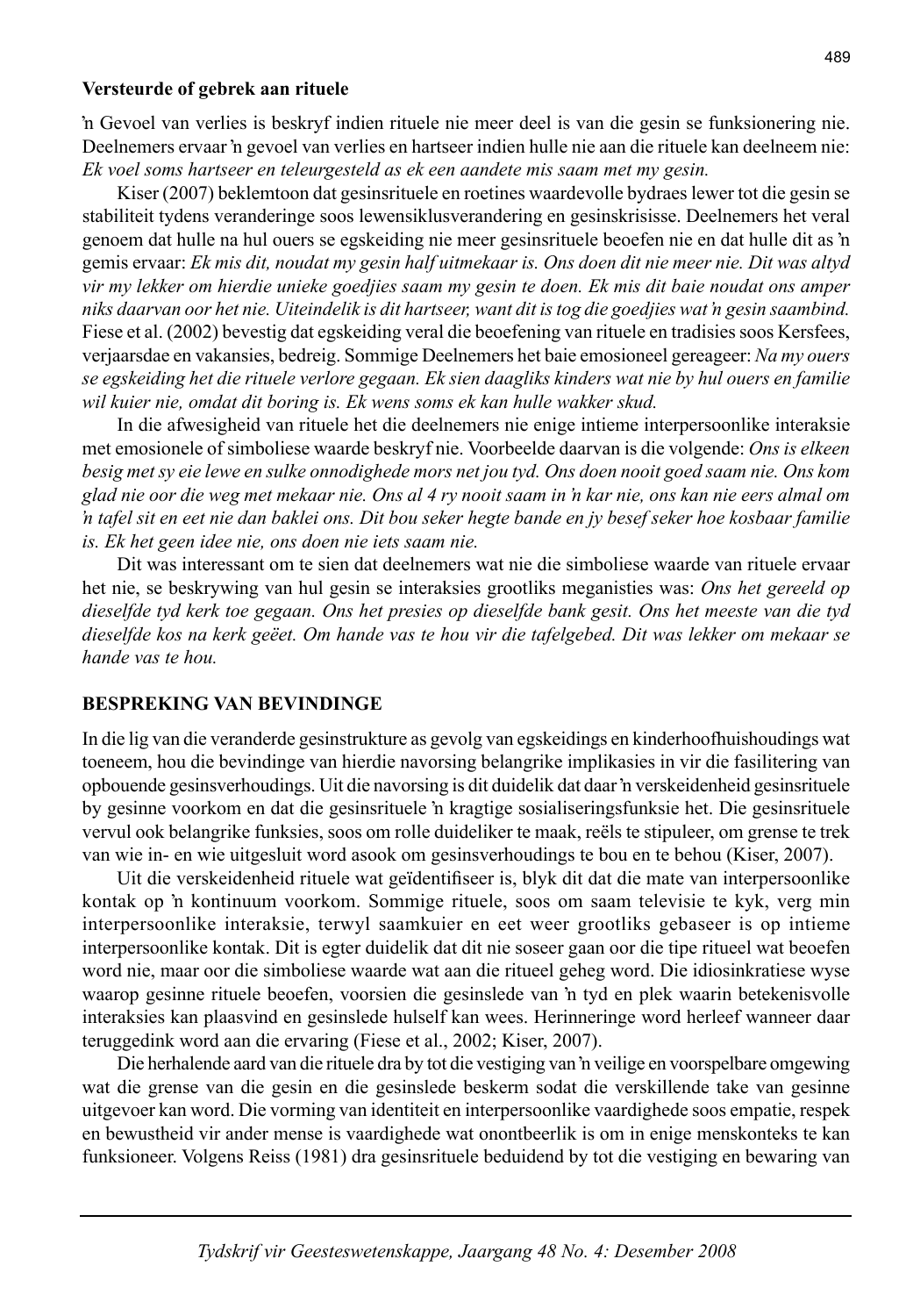**Versteurde of gebrek aan rituele**

'n Gevoel van verlies is beskryf indien rituele nie meer deel is van die gesin se funksionering nie. Deelnemers ervaar 'n gevoel van verlies en hartseer indien hulle nie aan die rituele kan deelneem nie: *Ek voel soms hartseer en teleurgesteld as ek een aandete mis saam met my gesin.*

Kiser (2007) beklemtoon dat gesinsrituele en roetines waardevolle bydraes lewer tot die gesin se stabiliteit tydens veranderinge soos lewensiklusverandering en gesinskrisisse. Deelnemers het veral genoem dat hulle na hul ouers se egskeiding nie meer gesinsrituele beoefen nie en dat hulle dit as 'n gemis ervaar: *Ek mis dit, noudat my gesin half uitmekaar is. Ons doen dit nie meer nie. Dit was altyd vir my lekker om hierdie unieke goedjies saam my gesin te doen. Ek mis dit baie noudat ons amper niks daarvan oor het nie. Uiteindelik is dit hartseer, want dit is tog die goedjies wat 'n gesin saambind.* Fiese et al. (2002) bevestig dat egskeiding veral die beoefening van rituele en tradisies soos Kersfees, verjaarsdae en vakansies, bedreig. Sommige Deelnemers het baie emosioneel gereageer: *Na my ouers se egskeiding het die rituele verlore gegaan. Ek sien daagliks kinders wat nie by hul ouers en familie wil kuier nie, omdat dit boring is. Ek wens soms ek kan hulle wakker skud.*

In die afwesigheid van rituele het die deelnemers nie enige intieme interpersoonlike interaksie met emosionele of simboliese waarde beskryf nie. Voorbeelde daarvan is die volgende: *Ons is elkeen besig met sy eie lewe en sulke onnodighede mors net jou tyd. Ons doen nooit goed saam nie. Ons kom glad nie oor die weg met mekaar nie. Ons al 4 ry nooit saam in 'n kar nie, ons kan nie eers almal om 'n tafel sit en eet nie dan baklei ons. Dit bou seker hegte bande en jy besef seker hoe kosbaar familie is. Ek het geen idee nie, ons doen nie iets saam nie.*

Dit was interessant om te sien dat deelnemers wat nie die simboliese waarde van rituele ervaar het nie, se beskrywing van hul gesin se interaksies grootliks meganisties was: *Ons het gereeld op dieselfde tyd kerk toe gegaan. Ons het presies op dieselfde bank gesit. Ons het meeste van die tyd dieselfde kos na kerk geëet. Om hande vas te hou vir die tafelgebed. Dit was lekker om mekaar se hande vas te hou.*

## BESPREKING VAN BEVINDINGE

In die lig van die veranderde gesinstrukture as gevolg van egskeidings en kinderhoofhuishoudings wat toeneem, hou die bevindinge van hierdie navorsing belangrike implikasies in vir die fasilitering van opbouende gesinsverhoudings. Uit die navorsing is dit duidelik dat daar 'n verskeidenheid gesinsrituele by gesinne voorkom en dat die gesinsrituele 'n kragtige sosialiseringsfunksie het. Die gesinsrituele vervul ook belangrike funksies, soos om rolle duideliker te maak, reëls te stipuleer, om grense te trek van wie in- en wie uitgesluit word asook om gesinsverhoudings te bou en te behou (Kiser, 2007).

Uit die verskeidenheid rituele wat geïdentifiseer is, blyk dit dat die mate van interpersoonlike kontak op 'n kontinuum voorkom. Sommige rituele, soos om saam televisie te kyk, verg min interpersoonlike interaksie, terwyl saamkuier en eet weer grootliks gebaseer is op intieme interpersoonlike kontak. Dit is egter duidelik dat dit nie soseer gaan oor die tipe ritueel wat beoefen word nie, maar oor die simboliese waarde wat aan die ritueel geheg word. Die idiosinkratiese wyse waarop gesinne rituele beoefen, voorsien die gesinslede van 'n tyd en plek waarin betekenisvolle interaksies kan plaasvind en gesinslede hulself kan wees. Herinneringe word herleef wanneer daar teruggedink word aan die ervaring (Fiese et al., 2002; Kiser, 2007).

Die herhalende aard van die rituele dra by tot die vestiging van 'n veilige en voorspelbare omgewing wat die grense van die gesin en die gesinslede beskerm sodat die verskillende take van gesinne uitgevoer kan word. Die vorming van identiteit en interpersoonlike vaardighede soos empatie, respek en bewustheid vir ander mense is vaardighede wat onontbeerlik is om in enige menskonteks te kan funksioneer. Volgens Reiss (1981) dra gesinsrituele beduidend by tot die vestiging en bewaring van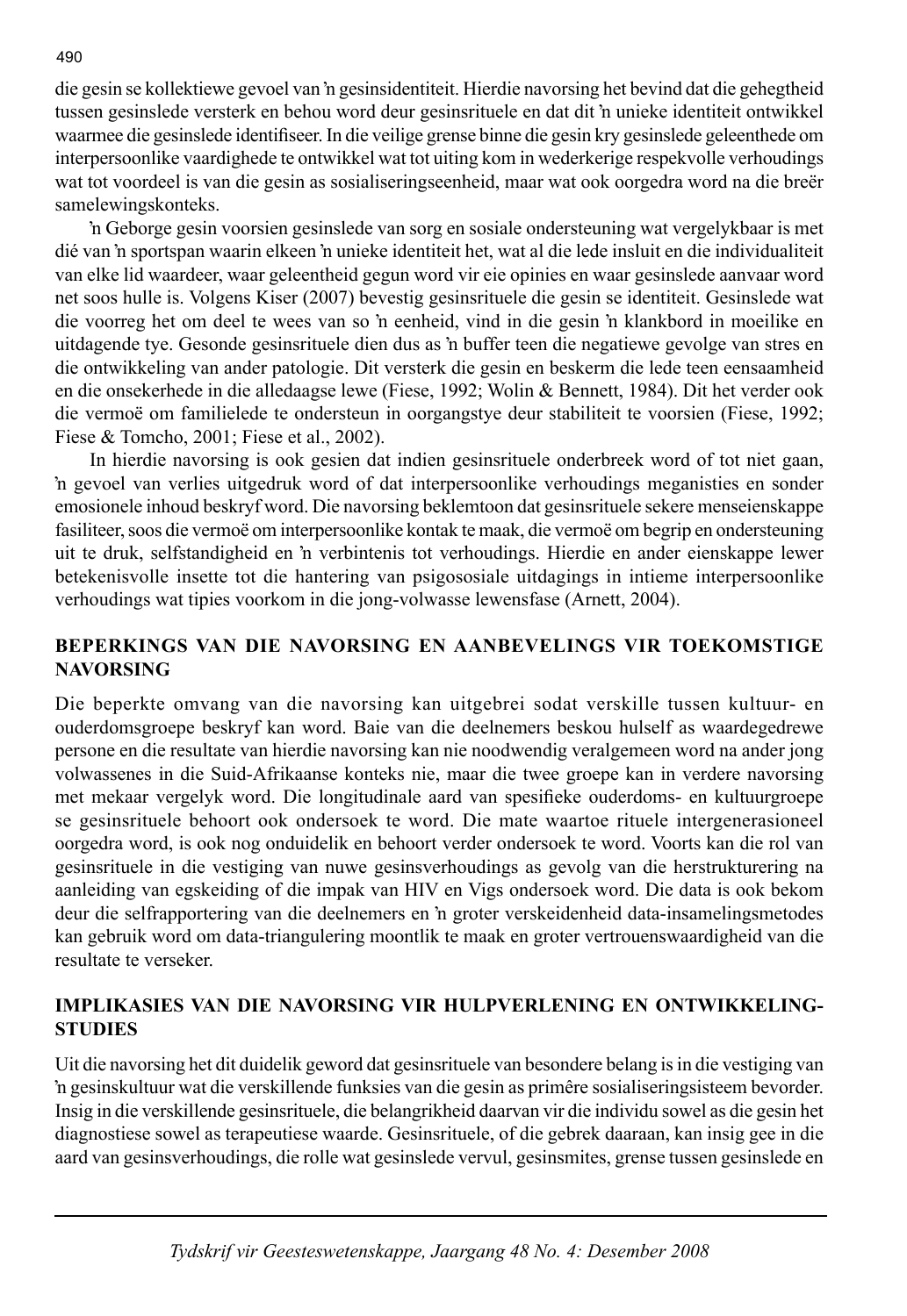die gesin se kollektiewe gevoel van ŉ gesinsidentiteit. Hierdie navorsing het bevind dat die gehegtheid tussen gesinslede versterk en behou word deur gesinsrituele en dat dit ŉ unieke identiteit ontwikkel waarmee die gesinslede identifiseer. In die veilige grense binne die gesin kry gesinslede geleenthede om interpersoonlike vaardighede te ontwikkel wat tot uiting kom in wederkerige respekvolle verhoudings wat tot voordeel is van die gesin as sosialiseringseenheid, maar wat ook oorgedra word na die breër samelewingskonteks.

ŉ Geborge gesin voorsien gesinslede van sorg en sosiale ondersteuning wat vergelykbaar is met dié van ŉ sportspan waarin elkeen ŉ unieke identiteit het, wat al die lede insluit en die individualiteit van elke lid waardeer, waar geleentheid gegun word vir eie opinies en waar gesinslede aanvaar word net soos hulle is. Volgens Kiser (2007) bevestig gesinsrituele die gesin se identiteit. Gesinslede wat die voorreg het om deel te wees van so ŉ eenheid, vind in die gesin ŉ klankbord in moeilike en uitdagende tye. Gesonde gesinsrituele dien dus as ŉ buffer teen die negatiewe gevolge van stres en die ontwikkeling van ander patologie. Dit versterk die gesin en beskerm die lede teen eensaamheid en die onsekerhede in die alledaagse lewe (Fiese, 1992; Wolin & Bennett, 1984). Dit het verder ook die vermoë om familielede te ondersteun in oorgangstye deur stabiliteit te voorsien (Fiese, 1992; Fiese & Tomcho, 2001; Fiese et al., 2002).

In hierdie navorsing is ook gesien dat indien gesinsrituele onderbreek word of tot niet gaan, ŉ gevoel van verlies uitgedruk word of dat interpersoonlike verhoudings meganisties en sonder emosionele inhoud beskryf word. Die navorsing beklemtoon dat gesinsrituele sekere menseienskappe fasiliteer, soos die vermoë om interpersoonlike kontak te maak, die vermoë om begrip en ondersteuning uit te druk, selfstandigheid en ŉ verbintenis tot verhoudings. Hierdie en ander eienskappe lewer betekenisvolle insette tot die hantering van psigososiale uitdagings in intieme interpersoonlike verhoudings wat tipies voorkom in die jong-volwasse lewensfase (Arnett, 2004).

## BEPERKINGS VAN DIE NAVORSING EN AANBEVELINGS VIR TOEKOMSTIGE NAVORSING

Die beperkte omvang van die navorsing kan uitgebrei sodat verskille tussen kultuur- en ouderdomsgroepe beskryf kan word. Baie van die deelnemers beskou hulself as waardegedrewe persone en die resultate van hierdie navorsing kan nie noodwendig veralgemeen word na ander jong volwassenes in die Suid-Afrikaanse konteks nie, maar die twee groepe kan in verdere navorsing met mekaar vergelyk word. Die longitudinale aard van spesifieke ouderdoms- en kultuurgroepe se gesinsrituele behoort ook ondersoek te word. Die mate waartoe rituele intergenerasioneel oorgedra word, is ook nog onduidelik en behoort verder ondersoek te word. Voorts kan die rol van gesinsrituele in die vestiging van nuwe gesinsverhoudings as gevolg van die herstrukturering na aanleiding van egskeiding of die impak van HIV en Vigs ondersoek word. Die data is ook bekom deur die selfrapportering van die deelnemers en ŉ groter verskeidenheid data-insamelingsmetodes kan gebruik word om data-triangulering moontlik te maak en groter vertrouenswaardigheid van die resultate te verseker.

## IMPLIKASIES VAN DIE NAVORSING VIR HULPVERLENING EN ONTWIKKELINGSTUDIES

Uit die navorsing het dit duidelik geword dat gesinsrituele van besondere belang is in die vestiging van ŉ gesinskultuur wat die verskillende funksies van die gesin as primêre sosialiseringsisteem bevorder. Insig in die verskillende gesinsrituele, die belangrikheid daarvan vir die individu sowel as die gesin het diagnostiese sowel as terapeutiese waarde. Gesinsrituele, of die gebrek daaraan, kan insig gee in die aard van gesinsverhoudings, die rolle wat gesinslede vervul, gesinsmites, grense tussen gesinslede en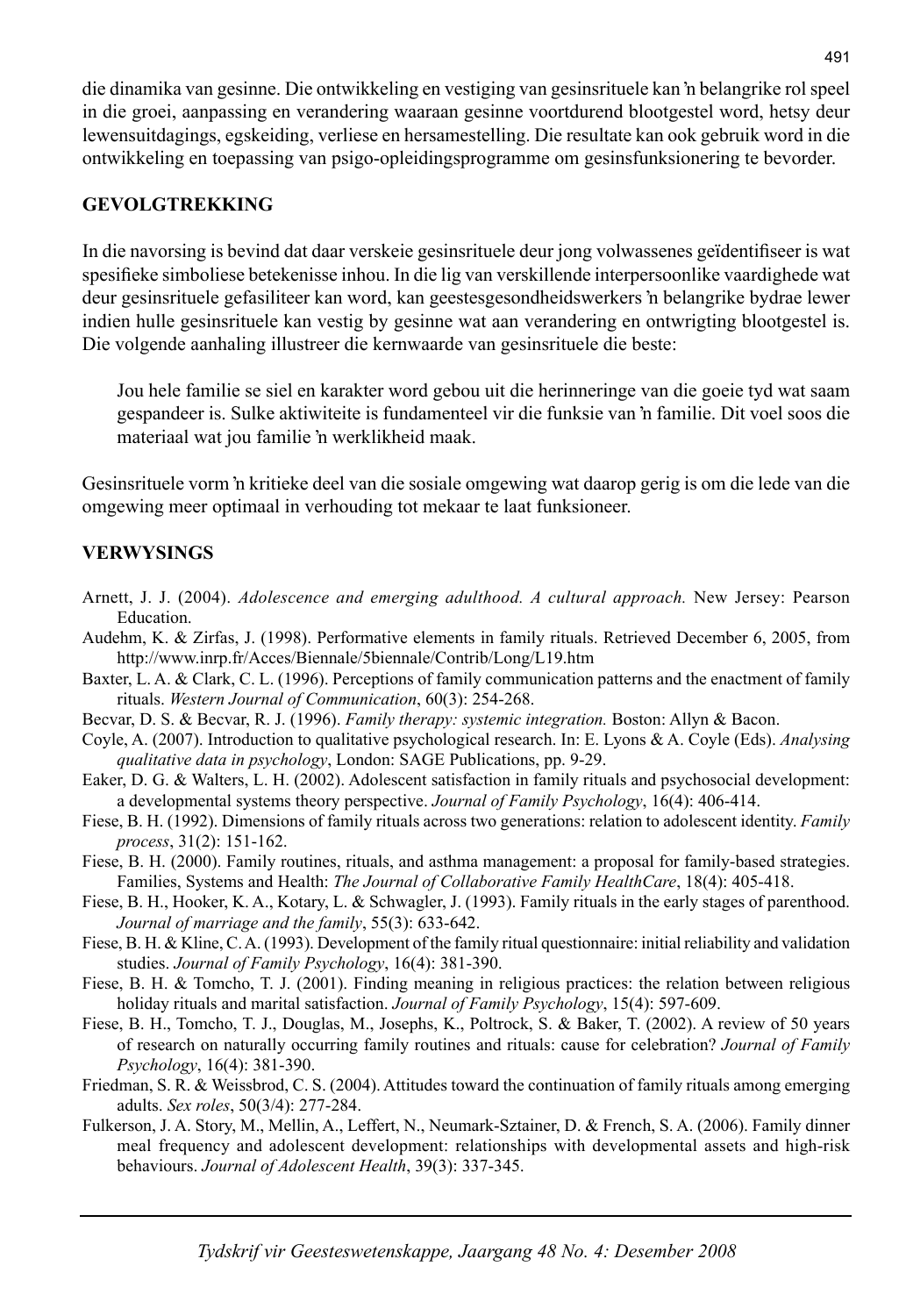die dinamika van gesinne. Die ontwikkeling en vestiging van gesinsrituele kan ŉ belangrike rol speel in die groei, aanpassing en verandering waaraan gesinne voortdurend blootgestel word, hetsy deur lewensuitdagings, egskeiding, verliese en hersamestelling. Die resultate kan ook gebruik word in die ontwikkeling en toepassing van psigo-opleidingsprogramme om gesinsfunksionering te bevorder.

## GEVOLGTREKKING

In die navorsing is bevind dat daar verskeie gesinsrituele deur jong volwassenes geïdentifiseer is wat spesifieke simboliese betekenisse inhou. In die lig van verskillende interpersoonlike vaardighede wat deur gesinsrituele gefasiliteer kan word, kan geestesgesondheidswerkers ŉ belangrike bydrae lewer indien hulle gesinsrituele kan vestig by gesinne wat aan verandering en ontwrigting blootgestel is. Die volgende aanhaling illustreer die kernwaarde van gesinsrituele die beste:

> Jou hele familie se siel en karakter word gebou uit die herinneringe van die goeie tyd wat saam gespandeer is. Sulke aktiwiteite is fundamenteel vir die funksie van ŉ familie. Dit voel soos die materiaal wat jou familie ŉ werklikheid maak.

Gesinsrituele vorm ŉ kritieke deel van die sosiale omgewing wat daarop gerig is om die lede van die omgewing meer optimaal in verhouding tot mekaar te laat funksioneer.

## VERWYSINGS

Arnett, J. J. (2004). *Adolescence and emerging adulthood. A cultural approach.* New Jersey: Pearson Education.

Audehm, K. & Zirfas, J. (1998). Performative elements in family rituals. Retrieved December 6, 2005, from http://www.inrp.fr/Acces/Biennale/5biennale/Contrib/Long/L19.htm

Baxter, L. A. & Clark, C. L. (1996). Perceptions of family communication patterns and the enactment of family rituals. *Western Journal of Communication*, 60(3): 254-268.

Becvar, D. S. & Becvar, R. J. (1996). *Family therapy: systemic integration.* Boston: Allyn & Bacon.

Coyle, A. (2007). Introduction to qualitative psychological research. In: E. Lyons & A. Coyle (Eds). *Analysing qualitative data in psychology*, London: SAGE Publications, pp. 9-29.

Eaker, D. G. & Walters, L. H. (2002). Adolescent satisfaction in family rituals and psychosocial development: a developmental systems theory perspective. *Journal of Family Psychology*, 16(4): 406-414.

Fiese, B. H. (1992). Dimensions of family rituals across two generations: relation to adolescent identity. *Family process*, 31(2): 151-162.

Fiese, B. H. (2000). Family routines, rituals, and asthma management: a proposal for family-based strategies. Families, Systems and Health: *The Journal of Collaborative Family HealthCare*, 18(4): 405-418.

Fiese, B. H., Hooker, K. A., Kotary, L. & Schwagler, J. (1993). Family rituals in the early stages of parenthood. *Journal of marriage and the family*, 55(3): 633-642.

Fiese, B. H. & Kline, C. A. (1993). Development of the family ritual questionnaire: initial reliability and validation studies. *Journal of Family Psychology*, 16(4): 381-390.

Fiese, B. H. & Tomcho, T. J. (2001). Finding meaning in religious practices: the relation between religious holiday rituals and marital satisfaction. *Journal of Family Psychology*, 15(4): 597-609.

Fiese, B. H., Tomcho, T. J., Douglas, M., Josephs, K., Poltrock, S. & Baker, T. (2002). A review of 50 years of research on naturally occurring family routines and rituals: cause for celebration? *Journal of Family Psychology*, 16(4): 381-390.

Friedman, S. R. & Weissbrod, C. S. (2004). Attitudes toward the continuation of family rituals among emerging adults. *Sex roles*, 50(3/4): 277-284.

Fulkerson, J. A. Story, M., Mellin, A., Leffert, N., Neumark-Sztainer, D. & French, S. A. (2006). Family dinner meal frequency and adolescent development: relationships with developmental assets and high-risk behaviours. *Journal of Adolescent Health*, 39(3): 337-345.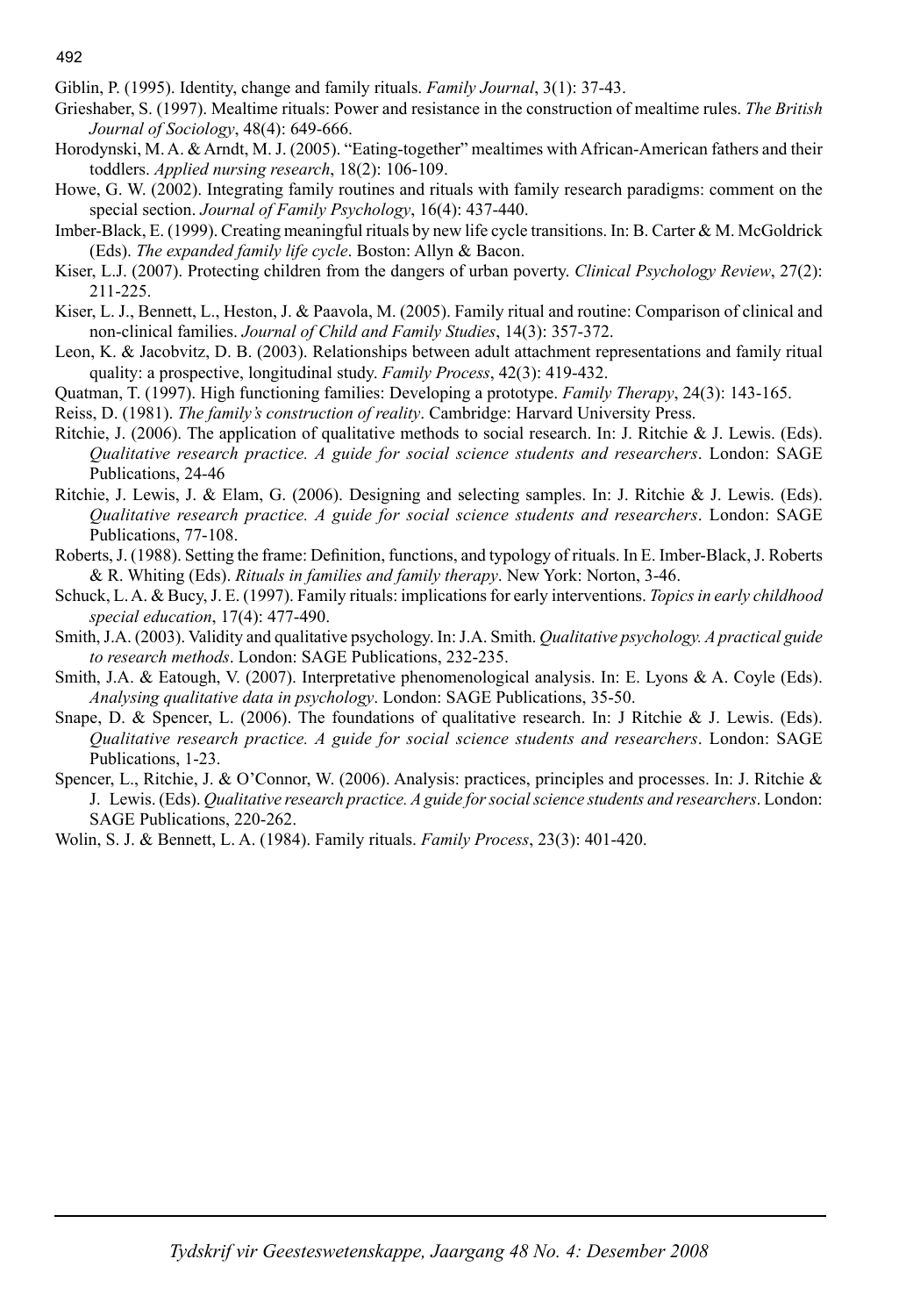Giblin, P. (1995). Identity, change and family rituals. *Family Journal*, 3(1): 37-43.

Grieshaber, S. (1997). Mealtime rituals: Power and resistance in the construction of mealtime rules. *The British Journal of Sociology*, 48(4): 649-666.

Horodynski, M. A. & Arndt, M. J. (2005). "Eating-together" mealtimes with African-American fathers and their toddlers. *Applied nursing research*, 18(2): 106-109.

Howe, G. W. (2002). Integrating family routines and rituals with family research paradigms: comment on the special section. *Journal of Family Psychology*, 16(4): 437-440.

Imber-Black, E. (1999). Creating meaningful rituals by new life cycle transitions. In: B. Carter & M. McGoldrick (Eds). *The expanded family life cycle*. Boston: Allyn & Bacon.

Kiser, L.J. (2007). Protecting children from the dangers of urban poverty. *Clinical Psychology Review*, 27(2): 211-225.

Kiser, L. J., Bennett, L., Heston, J. & Paavola, M. (2005). Family ritual and routine: Comparison of clinical and non-clinical families. *Journal of Child and Family Studies*, 14(3): 357-372.

Leon, K. & Jacobvitz, D. B. (2003). Relationships between adult attachment representations and family ritual quality: a prospective, longitudinal study. *Family Process*, 42(3): 419-432.

Quatman, T. (1997). High functioning families: Developing a prototype. *Family Therapy*, 24(3): 143-165.

Reiss, D. (1981). *The family's construction of reality*. Cambridge: Harvard University Press.

Ritchie, J. (2006). The application of qualitative methods to social research. In: J. Ritchie & J. Lewis. (Eds). *Qualitative research practice. A guide for social science students and researchers*. London: SAGE Publications, 24-46

Ritchie, J. Lewis, J. & Elam, G. (2006). Designing and selecting samples. In: J. Ritchie & J. Lewis. (Eds). *Qualitative research practice. A guide for social science students and researchers*. London: SAGE Publications, 77-108.

Roberts, J. (1988). Setting the frame: Definition, functions, and typology of rituals. In E. Imber-Black, J. Roberts & R. Whiting (Eds). *Rituals in families and family therapy*. New York: Norton, 3-46.

Schuck, L. A. & Bucy, J. E. (1997). Family rituals: implications for early interventions. *Topics in early childhood special education*, 17(4): 477-490.

Smith, J.A. (2003). Validity and qualitative psychology. In: J.A. Smith. *Qualitative psychology. A practical guide to research methods*. London: SAGE Publications, 232-235.

Smith, J.A. & Eatough, V. (2007). Interpretative phenomenological analysis. In: E. Lyons & A. Coyle (Eds). *Analysing qualitative data in psychology*. London: SAGE Publications, 35-50.

Snape, D. & Spencer, L. (2006). The foundations of qualitative research. In: J Ritchie & J. Lewis. (Eds). *Qualitative research practice. A guide for social science students and researchers*. London: SAGE Publications, 1-23.

Spencer, L., Ritchie, J. & O'Connor, W. (2006). Analysis: practices, principles and processes. In: J. Ritchie & J. Lewis. (Eds). *Qualitative research practice. A guide for social science students and researchers*. London: SAGE Publications, 220-262.

Wolin, S. J. & Bennett, L. A. (1984). Family rituals. *Family Process*, 23(3): 401-420.